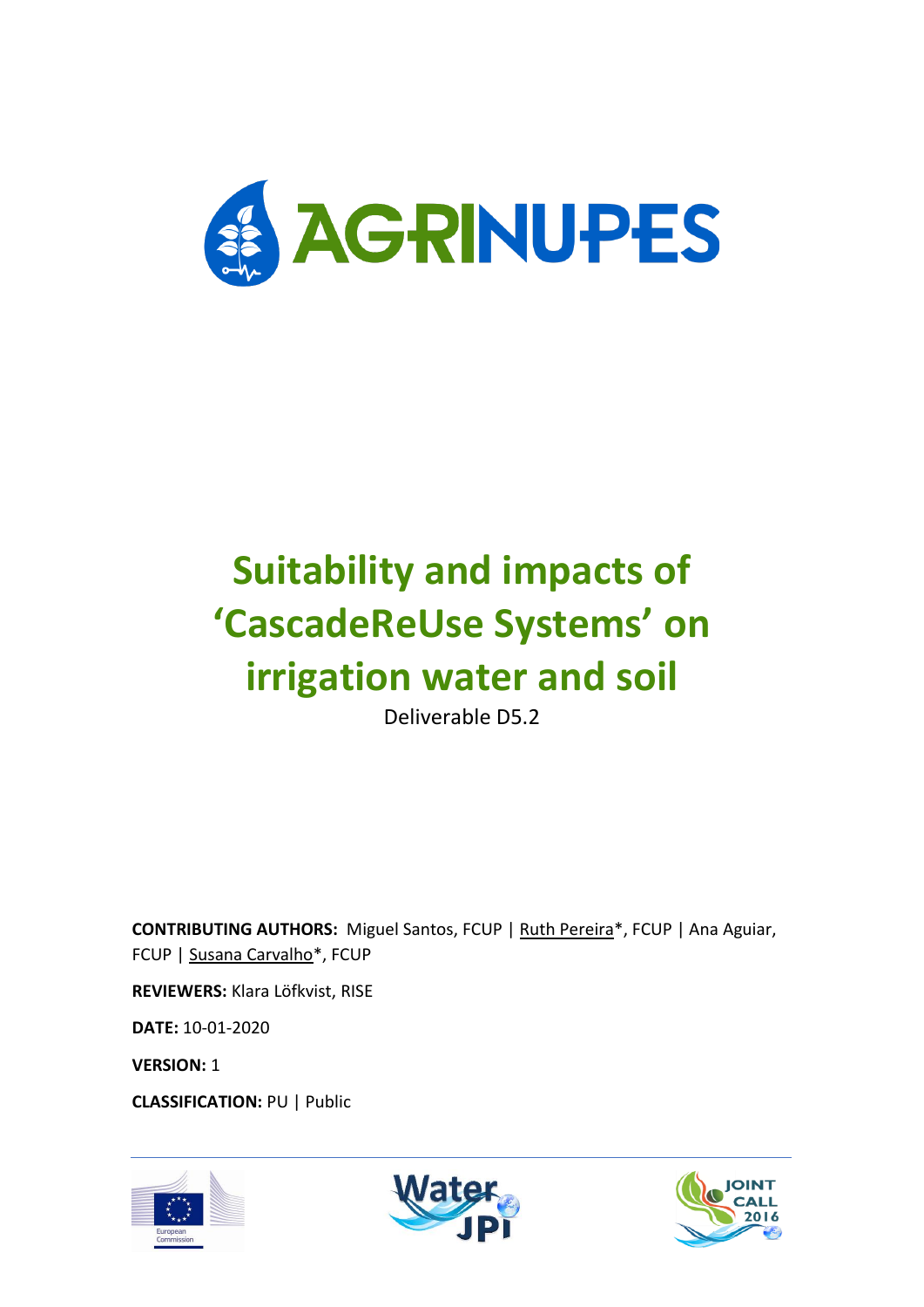AGRINUPES

# Suitability and impacts of 'CascadeReUse Systems' on irrigation water and soil

Deliverable D5.2

**CONTRIBUTING AUTHORS:** Miguel Santos, FCUP | Ruth Pereira*, FCUP | Ana Aguiar, FCUP | Susana Carvalho*, FCUP

**REVIEWERS:** Klara Löfkvist, RISE

**DATE:** 10-01-2020

**VERSION:** 1

**CLASSIFICATION:** PU | Public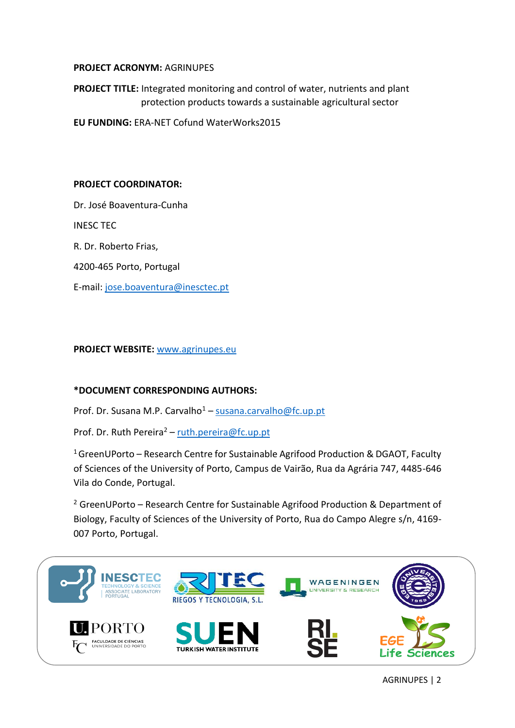**PROJECT ACRONYM:** AGRINUPES

**PROJECT TITLE:** Integrated monitoring and control of water, nutrients and plant protection products towards a sustainable agricultural sector

**EU FUNDING:** ERA-NET Cofund WaterWorks2015

**PROJECT COORDINATOR:**

Dr. José Boaventura-Cunha

INESC TEC

R. Dr. Roberto Frias,

4200-465 Porto, Portugal

E-mail: jose.boaventura@inesctec.pt

**PROJECT WEBSITE:** www.agrinupes.eu

**\*DOCUMENT CORRESPONDING AUTHORS:**

Prof. Dr. Susana M.P. Carvalho[1] – susana.carvalho@fc.up.pt

Prof. Dr. Ruth Pereira[2] – ruth.pereira@fc.up.pt

[1] GreenUPorto – Research Centre for Sustainable Agrifood Production & DGAOT, Faculty of Sciences of the University of Porto, Campus de Vairão, Rua da Agrária 747, 4485-646 Vila do Conde, Portugal.

[2] GreenUPorto – Research Centre for Sustainable Agrifood Production & Department of Biology, Faculty of Sciences of the University of Porto, Rua do Campo Alegre s/n, 4169-007 Porto, Portugal.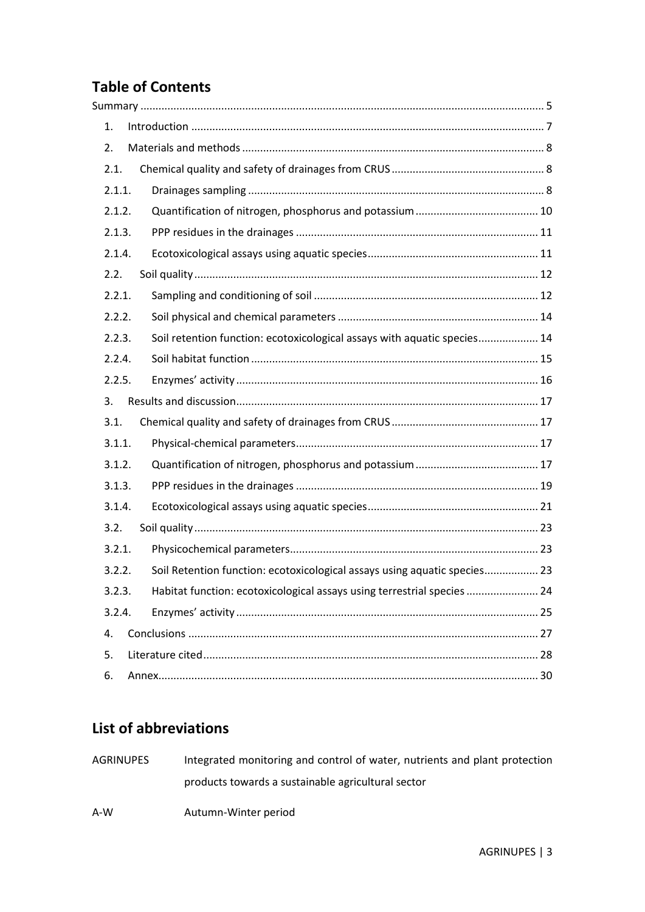## Table of Contents

Summary ..... 5

1. Introduction ..... 7
2. Materials and methods ..... 8

2.1. Chemical quality and safety of drainages from CRUS ..... 8

2.1.1. Drainages sampling ..... 8

2.1.2. Quantification of nitrogen, phosphorus and potassium ..... 10

2.1.3. PPP residues in the drainages ..... 11

2.1.4. Ecotoxicological assays using aquatic species ..... 11

2.2. Soil quality ..... 12

2.2.1. Sampling and conditioning of soil ..... 12

2.2.2. Soil physical and chemical parameters ..... 14

2.2.3. Soil retention function: ecotoxicological assays with aquatic species ..... 14

2.2.4. Soil habitat function ..... 15

2.2.5. Enzymes' activity ..... 16

3. Results and discussion ..... 17

3.1. Chemical quality and safety of drainages from CRUS ..... 17

3.1.1. Physical-chemical parameters ..... 17

3.1.2. Quantification of nitrogen, phosphorus and potassium ..... 17

3.1.3. PPP residues in the drainages ..... 19

3.1.4. Ecotoxicological assays using aquatic species ..... 21

3.2. Soil quality ..... 23

3.2.1. Physicochemical parameters ..... 23

3.2.2. Soil Retention function: ecotoxicological assays using aquatic species ..... 23

3.2.3. Habitat function: ecotoxicological assays using terrestrial species ..... 24

3.2.4. Enzymes' activity ..... 25

4. Conclusions ..... 27
5. Literature cited ..... 28
6. Annex ..... 30

## List of abbreviations

| | |
|---|---|
| AGRINUPES | Integrated monitoring and control of water, nutrients and plant protection products towards a sustainable agricultural sector |
| A-W | Autumn-Winter period |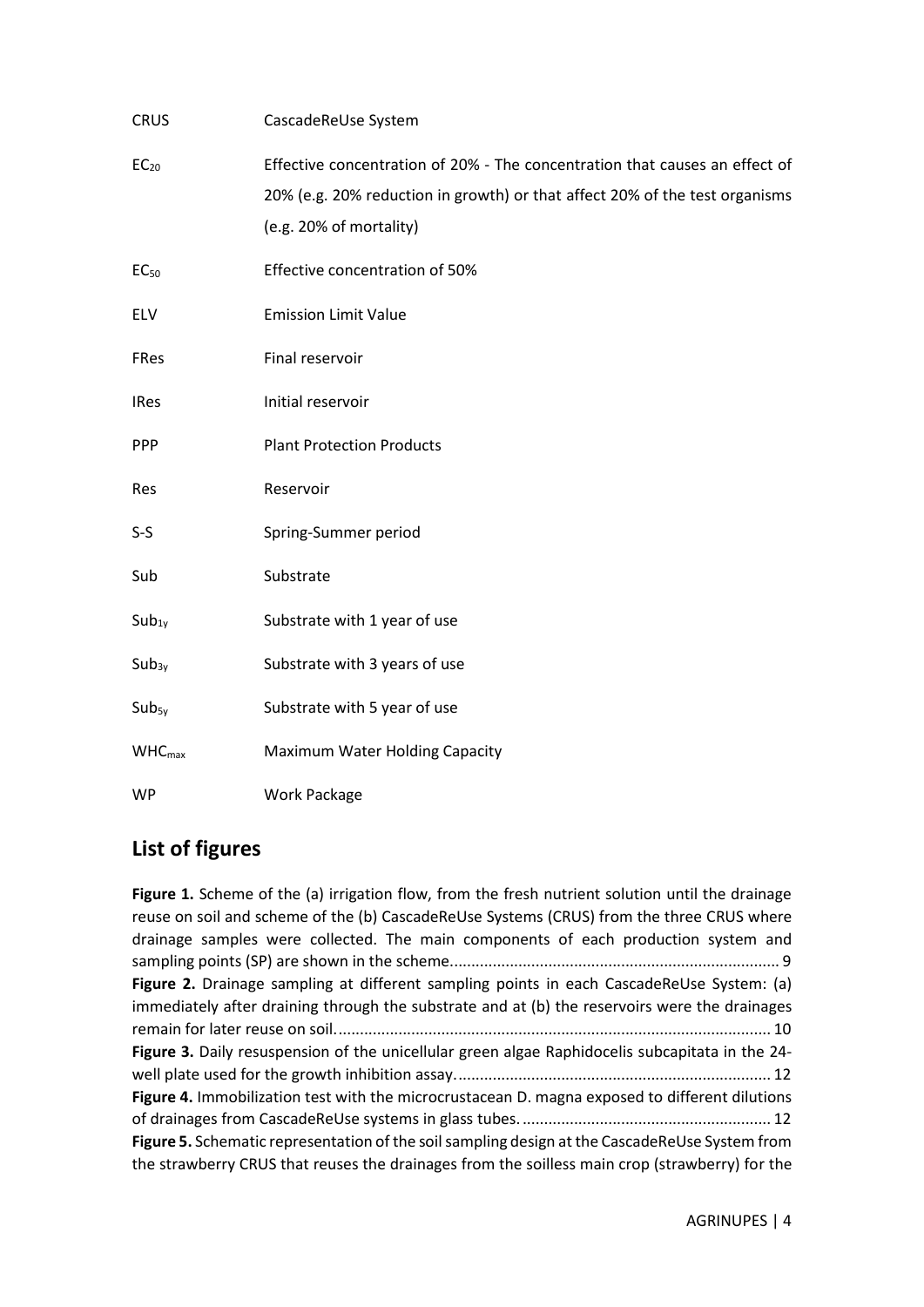| | |
|---|---|
| CRUS | CascadeReUse System |
| $EC_{20}$ | Effective concentration of 20% - The concentration that causes an effect of 20% (e.g. 20% reduction in growth) or that affect 20% of the test organisms (e.g. 20% of mortality) |
| $EC_{50}$ | Effective concentration of 50% |
| ELV | Emission Limit Value |
| FRes | Final reservoir |
| IRes | Initial reservoir |
| PPP | Plant Protection Products |
| Res | Reservoir |
| S-S | Spring-Summer period |
| Sub | Substrate |
| $Sub_{1y}$ | Substrate with 1 year of use |
| $Sub_{3y}$ | Substrate with 3 years of use |
| $Sub_{5y}$ | Substrate with 5 year of use |
| $WHC_{max}$ | Maximum Water Holding Capacity |
| WP | Work Package |

## List of figures

**Figure 1.** Scheme of the (a) irrigation flow, from the fresh nutrient solution until the drainage reuse on soil and scheme of the (b) CascadeReUse Systems (CRUS) from the three CRUS where drainage samples were collected. The main components of each production system and sampling points (SP) are shown in the scheme............................................................................ 9

**Figure 2.** Drainage sampling at different sampling points in each CascadeReUse System: (a) immediately after draining through the substrate and at (b) the reservoirs were the drainages remain for later reuse on soil.................................................................................................... 10

**Figure 3.** Daily resuspension of the unicellular green algae Raphidocelis subcapitata in the 24-well plate used for the growth inhibition assay......................................................................... 12

**Figure 4.** Immobilization test with the microcrustacean D. magna exposed to different dilutions of drainages from CascadeReUse systems in glass tubes.......................................................... 12

**Figure 5.** Schematic representation of the soil sampling design at the CascadeReUse System from the strawberry CRUS that reuses the drainages from the soilless main crop (strawberry) for the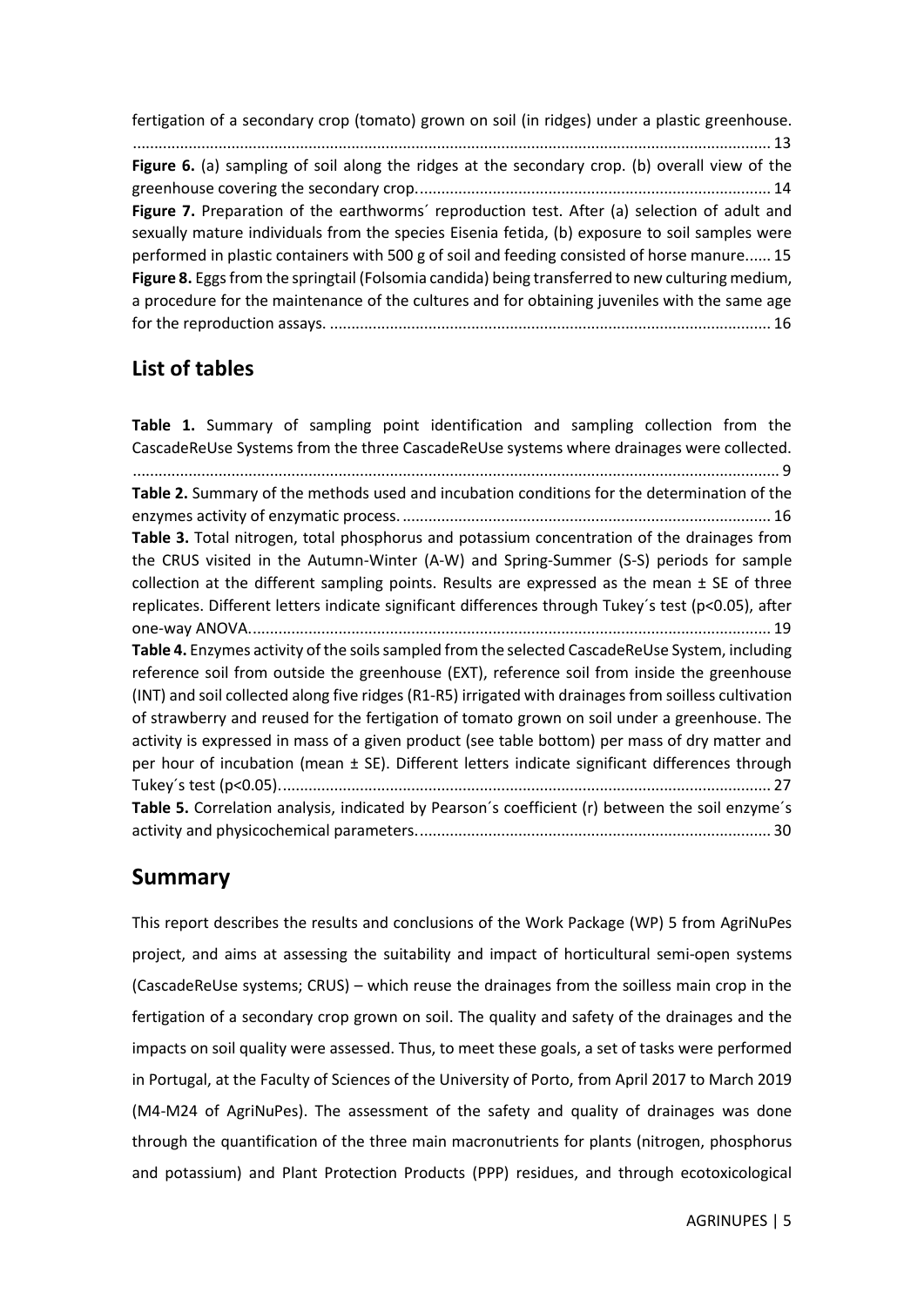fertigation of a secondary crop (tomato) grown on soil (in ridges) under a plastic greenhouse. ........................................................................................................................................ 13

**Figure 6.** (a) sampling of soil along the ridges at the secondary crop. (b) overall view of the greenhouse covering the secondary crop. ................................................................................. 14

**Figure 7.** Preparation of the earthworms´ reproduction test. After (a) selection of adult and sexually mature individuals from the species Eisenia fetida, (b) exposure to soil samples were performed in plastic containers with 500 g of soil and feeding consisted of horse manure...... 15

**Figure 8.** Eggs from the springtail (Folsomia candida) being transferred to new culturing medium, a procedure for the maintenance of the cultures and for obtaining juveniles with the same age for the reproduction assays. ...................................................................................................... 16

## List of tables

**Table 1.** Summary of sampling point identification and sampling collection from the CascadeReUse Systems from the three CascadeReUse systems where drainages were collected. ........................................................................................................................................ 9

**Table 2.** Summary of the methods used and incubation conditions for the determination of the enzymes activity of enzymatic process. ..................................................................................... 16

**Table 3.** Total nitrogen, total phosphorus and potassium concentration of the drainages from the CRUS visited in the Autumn-Winter (A-W) and Spring-Summer (S-S) periods for sample collection at the different sampling points. Results are expressed as the mean ± SE of three replicates. Different letters indicate significant differences through Tukey´s test ($p<0.05$), after one-way ANOVA. ........................................................................................................................ 19

**Table 4.** Enzymes activity of the soils sampled from the selected CascadeReUse System, including reference soil from outside the greenhouse (EXT), reference soil from inside the greenhouse (INT) and soil collected along five ridges (R1-R5) irrigated with drainages from soilless cultivation of strawberry and reused for the fertigation of tomato grown on soil under a greenhouse. The activity is expressed in mass of a given product (see table bottom) per mass of dry matter and per hour of incubation (mean ± SE). Different letters indicate significant differences through Tukey´s test ($p<0.05$). ................................................................................................................ 27

**Table 5.** Correlation analysis, indicated by Pearson´s coefficient (r) between the soil enzyme´s activity and physicochemical parameters. ................................................................................. 30

## Summary

This report describes the results and conclusions of the Work Package (WP) 5 from AgriNuPes project, and aims at assessing the suitability and impact of horticultural semi-open systems (CascadeReUse systems; CRUS) – which reuse the drainages from the soilless main crop in the fertigation of a secondary crop grown on soil. The quality and safety of the drainages and the impacts on soil quality were assessed. Thus, to meet these goals, a set of tasks were performed in Portugal, at the Faculty of Sciences of the University of Porto, from April 2017 to March 2019 (M4-M24 of AgriNuPes). The assessment of the safety and quality of drainages was done through the quantification of the three main macronutrients for plants (nitrogen, phosphorus and potassium) and Plant Protection Products (PPP) residues, and through ecotoxicological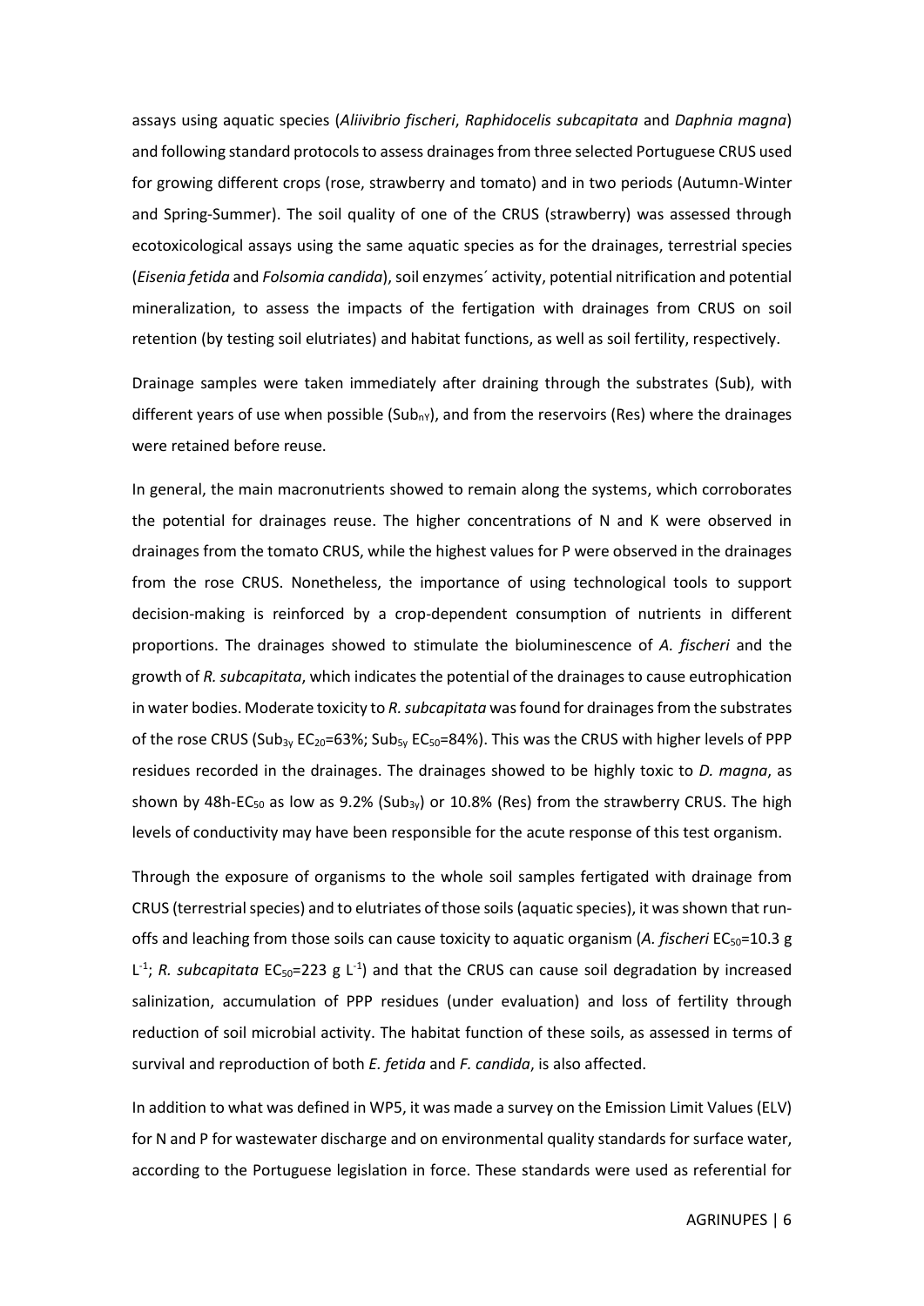assays using aquatic species (*Aliivibrio fischeri*, *Raphidocelis subcapitata* and *Daphnia magna*) and following standard protocols to assess drainages from three selected Portuguese CRUS used for growing different crops (rose, strawberry and tomato) and in two periods (Autumn-Winter and Spring-Summer). The soil quality of one of the CRUS (strawberry) was assessed through ecotoxicological assays using the same aquatic species as for the drainages, terrestrial species (*Eisenia fetida* and *Folsomia candida*), soil enzymes´ activity, potential nitrification and potential mineralization, to assess the impacts of the fertigation with drainages from CRUS on soil retention (by testing soil elutriates) and habitat functions, as well as soil fertility, respectively.

Drainage samples were taken immediately after draining through the substrates (Sub), with different years of use when possible ($Sub_{nY}$), and from the reservoirs (Res) where the drainages were retained before reuse.

In general, the main macronutrients showed to remain along the systems, which corroborates the potential for drainages reuse. The higher concentrations of N and K were observed in drainages from the tomato CRUS, while the highest values for P were observed in the drainages from the rose CRUS. Nonetheless, the importance of using technological tools to support decision-making is reinforced by a crop-dependent consumption of nutrients in different proportions. The drainages showed to stimulate the bioluminescence of *A. fischeri* and the growth of *R. subcapitata*, which indicates the potential of the drainages to cause eutrophication in water bodies. Moderate toxicity to *R. subcapitata* was found for drainages from the substrates of the rose CRUS ($Sub_{3y}$ $EC_{20}$=63%; $Sub_{5y}$ $EC_{50}$=84%). This was the CRUS with higher levels of PPP residues recorded in the drainages. The drainages showed to be highly toxic to *D. magna*, as shown by 48h-$EC_{50}$ as low as 9.2% ($Sub_{3y}$) or 10.8% (Res) from the strawberry CRUS. The high levels of conductivity may have been responsible for the acute response of this test organism.

Through the exposure of organisms to the whole soil samples fertigated with drainage from CRUS (terrestrial species) and to elutriates of those soils (aquatic species), it was shown that run-offs and leaching from those soils can cause toxicity to aquatic organism (*A. fischeri* $EC_{50}$=10.3 g $L^{-1}$; *R. subcapitata* $EC_{50}$=223 g $L^{-1}$) and that the CRUS can cause soil degradation by increased salinization, accumulation of PPP residues (under evaluation) and loss of fertility through reduction of soil microbial activity. The habitat function of these soils, as assessed in terms of survival and reproduction of both *E. fetida* and *F. candida*, is also affected.

In addition to what was defined in WP5, it was made a survey on the Emission Limit Values (ELV) for N and P for wastewater discharge and on environmental quality standards for surface water, according to the Portuguese legislation in force. These standards were used as referential for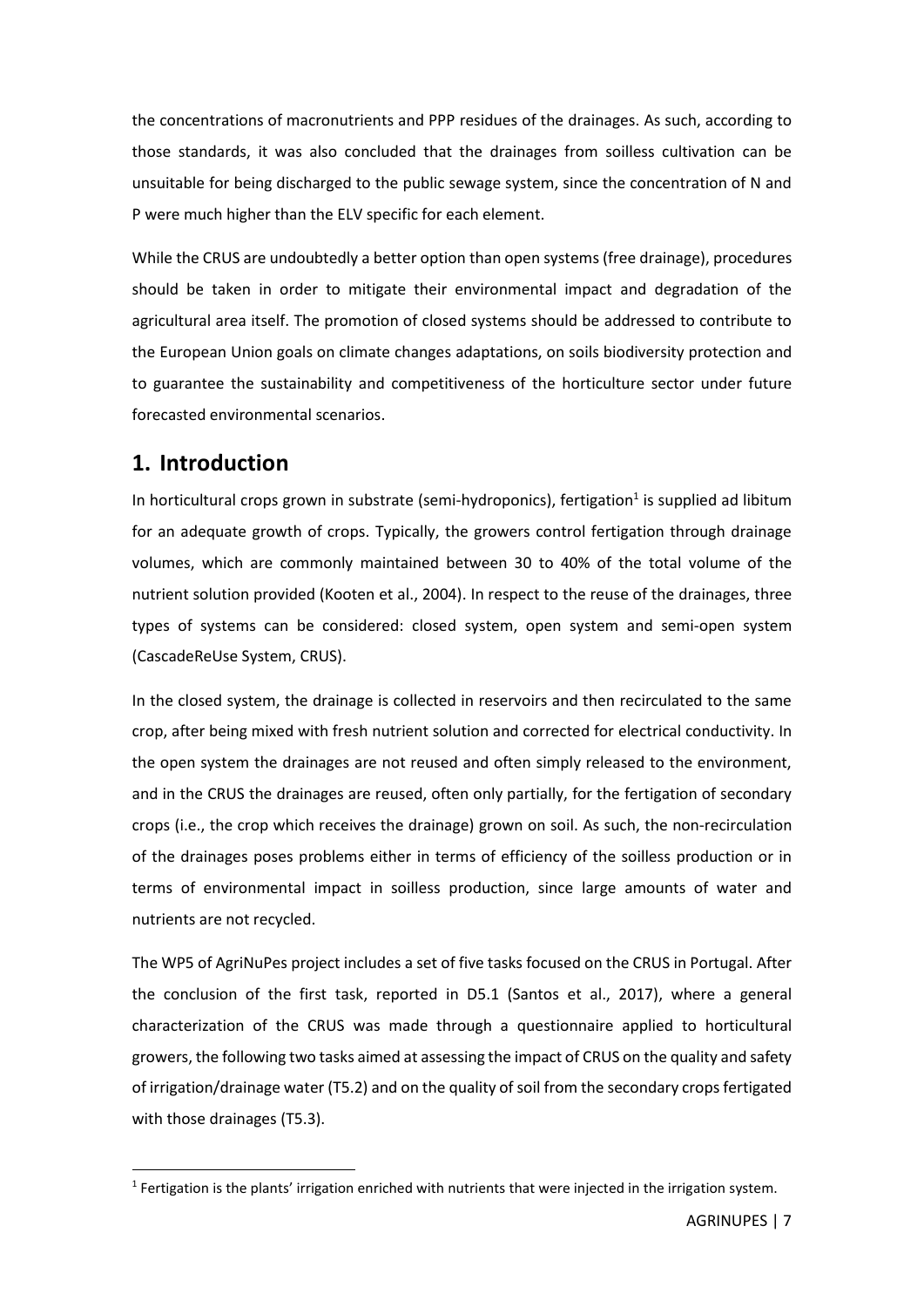the concentrations of macronutrients and PPP residues of the drainages. As such, according to those standards, it was also concluded that the drainages from soilless cultivation can be unsuitable for being discharged to the public sewage system, since the concentration of N and P were much higher than the ELV specific for each element.

While the CRUS are undoubtedly a better option than open systems (free drainage), procedures should be taken in order to mitigate their environmental impact and degradation of the agricultural area itself. The promotion of closed systems should be addressed to contribute to the European Union goals on climate changes adaptations, on soils biodiversity protection and to guarantee the sustainability and competitiveness of the horticulture sector under future forecasted environmental scenarios.

# 1. Introduction

In horticultural crops grown in substrate (semi-hydroponics), fertigation[1] is supplied ad libitum for an adequate growth of crops. Typically, the growers control fertigation through drainage volumes, which are commonly maintained between 30 to 40% of the total volume of the nutrient solution provided (Kooten et al., 2004). In respect to the reuse of the drainages, three types of systems can be considered: closed system, open system and semi-open system (CascadeReUse System, CRUS).

In the closed system, the drainage is collected in reservoirs and then recirculated to the same crop, after being mixed with fresh nutrient solution and corrected for electrical conductivity. In the open system the drainages are not reused and often simply released to the environment, and in the CRUS the drainages are reused, often only partially, for the fertigation of secondary crops (i.e., the crop which receives the drainage) grown on soil. As such, the non-recirculation of the drainages poses problems either in terms of efficiency of the soilless production or in terms of environmental impact in soilless production, since large amounts of water and nutrients are not recycled.

The WP5 of AgriNuPes project includes a set of five tasks focused on the CRUS in Portugal. After the conclusion of the first task, reported in D5.1 (Santos et al., 2017), where a general characterization of the CRUS was made through a questionnaire applied to horticultural growers, the following two tasks aimed at assessing the impact of CRUS on the quality and safety of irrigation/drainage water (T5.2) and on the quality of soil from the secondary crops fertigated with those drainages (T5.3).

[1] Fertigation is the plants' irrigation enriched with nutrients that were injected in the irrigation system.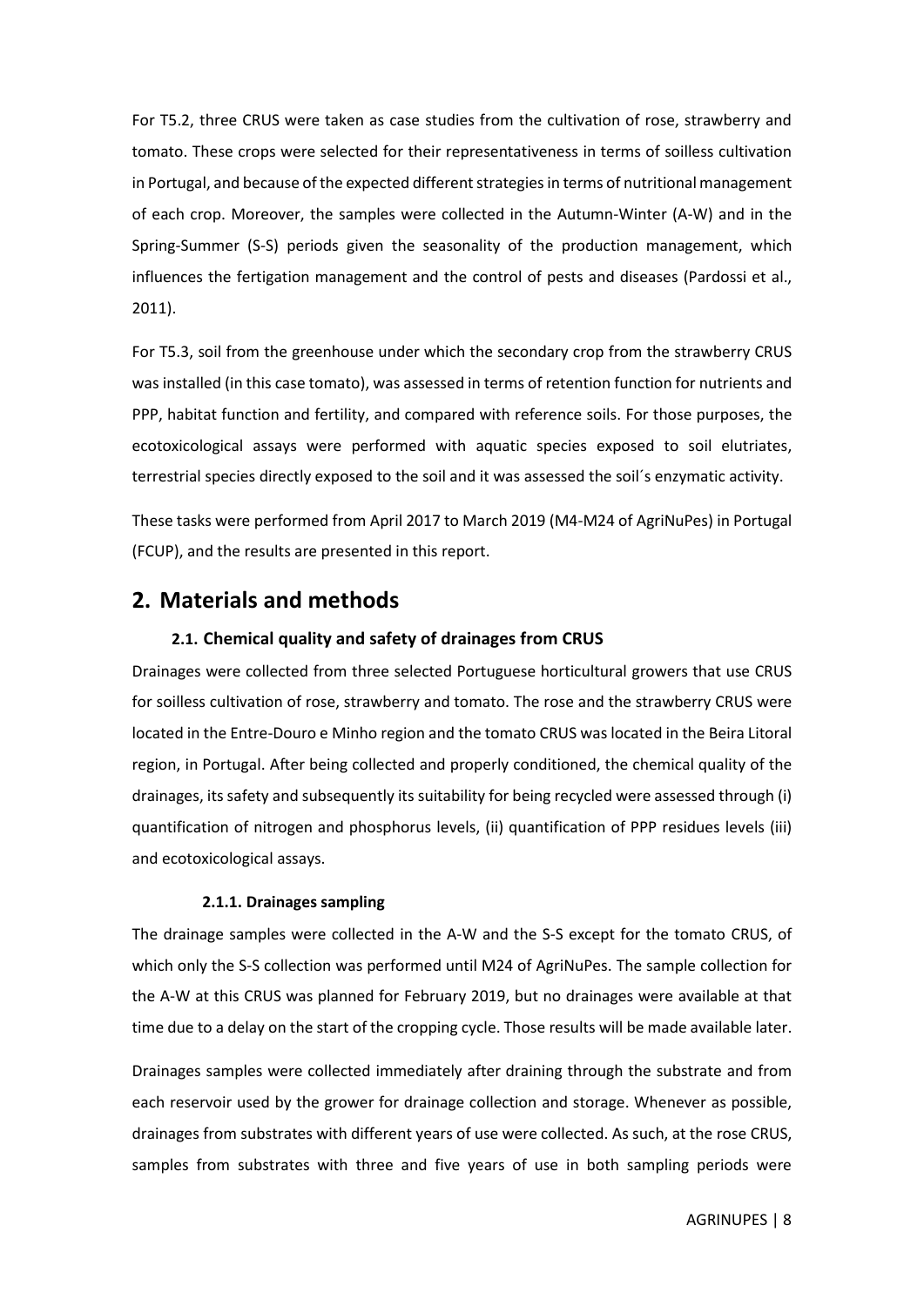For T5.2, three CRUS were taken as case studies from the cultivation of rose, strawberry and tomato. These crops were selected for their representativeness in terms of soilless cultivation in Portugal, and because of the expected different strategies in terms of nutritional management of each crop. Moreover, the samples were collected in the Autumn-Winter (A-W) and in the Spring-Summer (S-S) periods given the seasonality of the production management, which influences the fertigation management and the control of pests and diseases (Pardossi et al., 2011).

For T5.3, soil from the greenhouse under which the secondary crop from the strawberry CRUS was installed (in this case tomato), was assessed in terms of retention function for nutrients and PPP, habitat function and fertility, and compared with reference soils. For those purposes, the ecotoxicological assays were performed with aquatic species exposed to soil elutriates, terrestrial species directly exposed to the soil and it was assessed the soil´s enzymatic activity.

These tasks were performed from April 2017 to March 2019 (M4-M24 of AgriNuPes) in Portugal (FCUP), and the results are presented in this report.

# 2. Materials and methods

## 2.1. Chemical quality and safety of drainages from CRUS

Drainages were collected from three selected Portuguese horticultural growers that use CRUS for soilless cultivation of rose, strawberry and tomato. The rose and the strawberry CRUS were located in the Entre-Douro e Minho region and the tomato CRUS was located in the Beira Litoral region, in Portugal. After being collected and properly conditioned, the chemical quality of the drainages, its safety and subsequently its suitability for being recycled were assessed through (i) quantification of nitrogen and phosphorus levels, (ii) quantification of PPP residues levels (iii) and ecotoxicological assays.

### 2.1.1. Drainages sampling

The drainage samples were collected in the A-W and the S-S except for the tomato CRUS, of which only the S-S collection was performed until M24 of AgriNuPes. The sample collection for the A-W at this CRUS was planned for February 2019, but no drainages were available at that time due to a delay on the start of the cropping cycle. Those results will be made available later.

Drainages samples were collected immediately after draining through the substrate and from each reservoir used by the grower for drainage collection and storage. Whenever as possible, drainages from substrates with different years of use were collected. As such, at the rose CRUS, samples from substrates with three and five years of use in both sampling periods were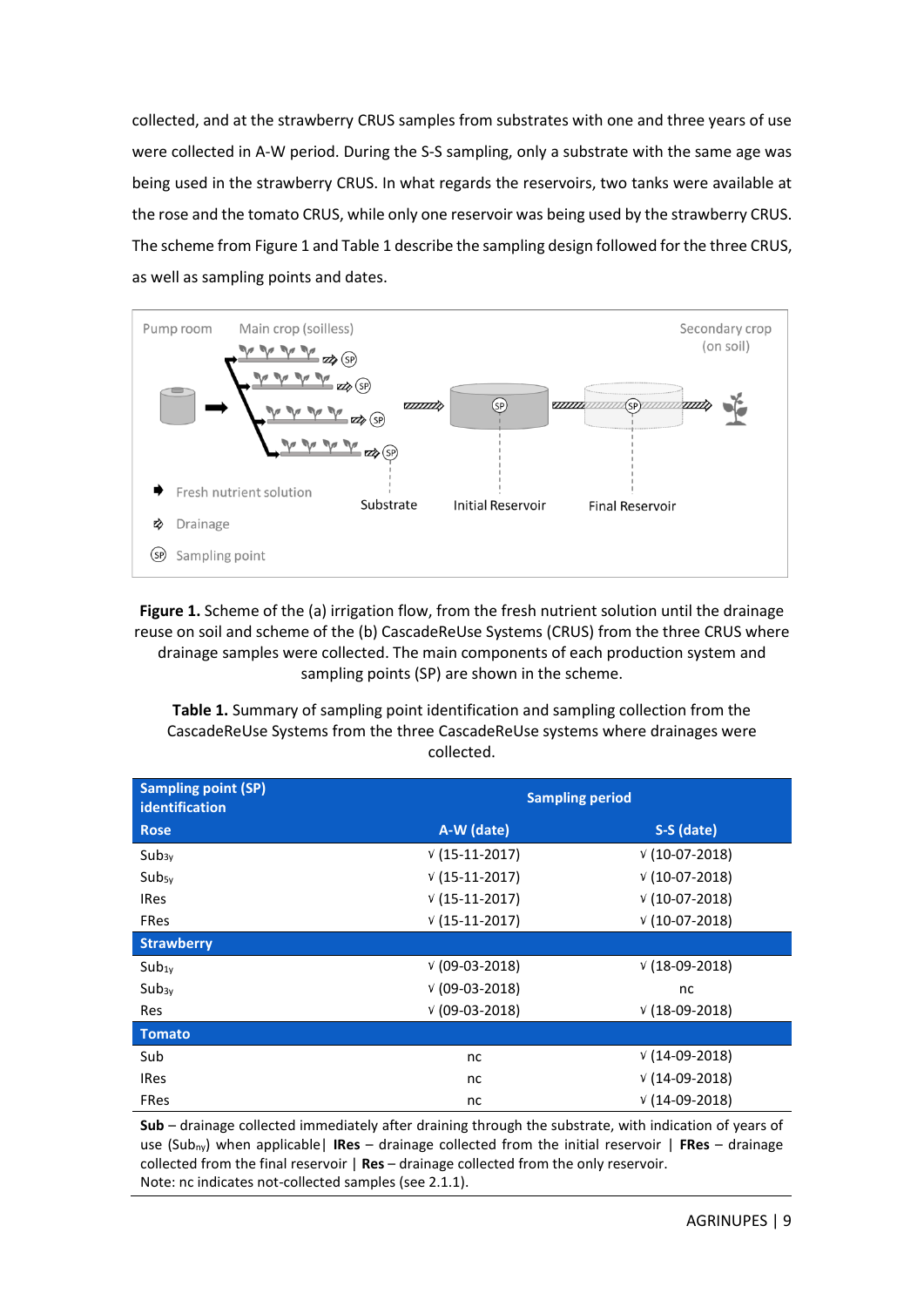collected, and at the strawberry CRUS samples from substrates with one and three years of use were collected in A-W period. During the S-S sampling, only a substrate with the same age was being used in the strawberry CRUS. In what regards the reservoirs, two tanks were available at the rose and the tomato CRUS, while only one reservoir was being used by the strawberry CRUS. The scheme from Figure 1 and Table 1 describe the sampling design followed for the three CRUS, as well as sampling points and dates.

**Figure 1.** Scheme of the (a) irrigation flow, from the fresh nutrient solution until the drainage reuse on soil and scheme of the (b) CascadeReUse Systems (CRUS) from the three CRUS where drainage samples were collected. The main components of each production system and sampling points (SP) are shown in the scheme.

**Table 1.** Summary of sampling point identification and sampling collection from the CascadeReUse Systems from the three CascadeReUse systems where drainages were collected.

| Sampling point (SP) identification | Sampling period | |
|---|---|---|
| **Rose** | **A-W (date)** | **S-S (date)** |
| $Sub_{3y}$ | √ (15-11-2017) | √ (10-07-2018) |
| $Sub_{5y}$ | √ (15-11-2017) | √ (10-07-2018) |
| IRes | √ (15-11-2017) | √ (10-07-2018) |
| FRes | √ (15-11-2017) | √ (10-07-2018) |
| **Strawberry** | | |
| $Sub_{1y}$ | √ (09-03-2018) | √ (18-09-2018) |
| $Sub_{3y}$ | √ (09-03-2018) | nc |
| Res | √ (09-03-2018) | √ (18-09-2018) |
| **Tomato** | | |
| Sub | nc | √ (14-09-2018) |
| IRes | nc | √ (14-09-2018) |
| FRes | nc | √ (14-09-2018) |

**Sub** – drainage collected immediately after draining through the substrate, with indication of years of use ($Sub_{ny}$) when applicable | **IRes** – drainage collected from the initial reservoir | **FRes** – drainage collected from the final reservoir | **Res** – drainage collected from the only reservoir.
Note: nc indicates not-collected samples (see 2.1.1).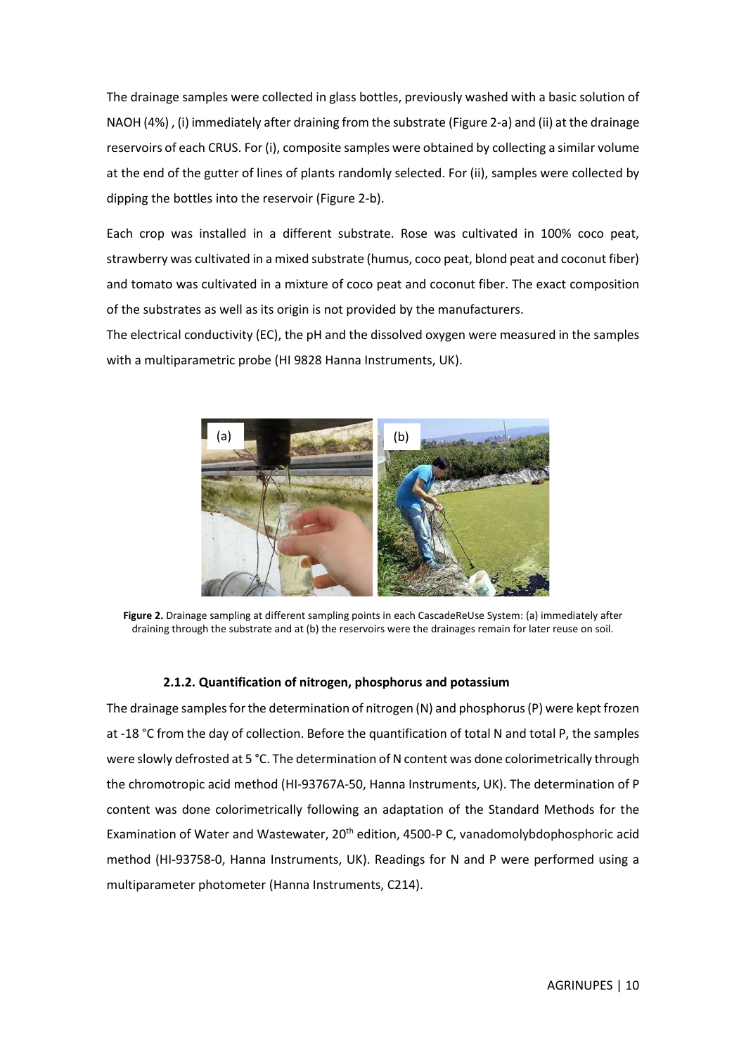The drainage samples were collected in glass bottles, previously washed with a basic solution of NAOH (4%) , (i) immediately after draining from the substrate (Figure 2-a) and (ii) at the drainage reservoirs of each CRUS. For (i), composite samples were obtained by collecting a similar volume at the end of the gutter of lines of plants randomly selected. For (ii), samples were collected by dipping the bottles into the reservoir (Figure 2-b).

Each crop was installed in a different substrate. Rose was cultivated in 100% coco peat, strawberry was cultivated in a mixed substrate (humus, coco peat, blond peat and coconut fiber) and tomato was cultivated in a mixture of coco peat and coconut fiber. The exact composition of the substrates as well as its origin is not provided by the manufacturers.

The electrical conductivity (EC), the pH and the dissolved oxygen were measured in the samples with a multiparametric probe (HI 9828 Hanna Instruments, UK).

**Figure 2.** Drainage sampling at different sampling points in each CascadeReUse System: (a) immediately after draining through the substrate and at (b) the reservoirs were the drainages remain for later reuse on soil.

### 2.1.2. Quantification of nitrogen, phosphorus and potassium

The drainage samples for the determination of nitrogen (N) and phosphorus (P) were kept frozen at -18 °C from the day of collection. Before the quantification of total N and total P, the samples were slowly defrosted at 5 °C. The determination of N content was done colorimetrically through the chromotropic acid method (HI-93767A-50, Hanna Instruments, UK). The determination of P content was done colorimetrically following an adaptation of the Standard Methods for the Examination of Water and Wastewater, 20$^{th}$ edition, 4500-P C, vanadomolybdophosphoric acid method (HI-93758-0, Hanna Instruments, UK). Readings for N and P were performed using a multiparameter photometer (Hanna Instruments, C214).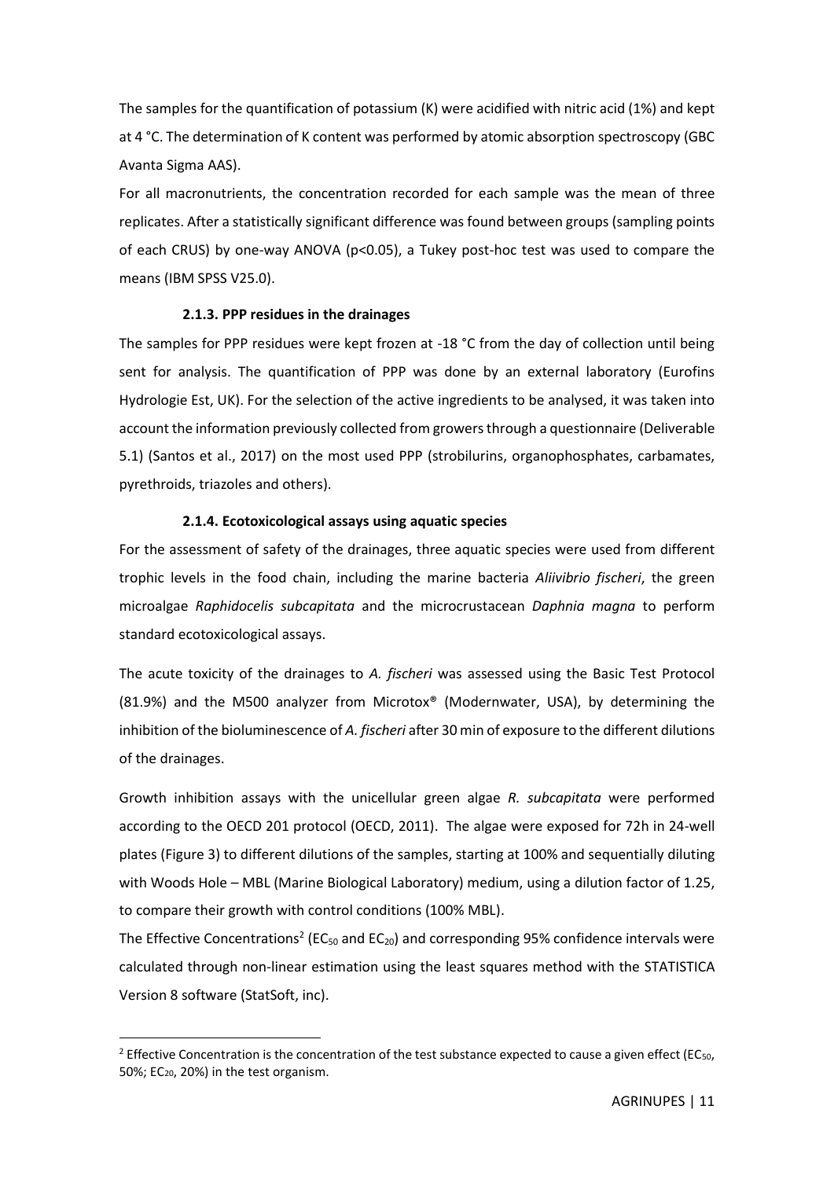The samples for the quantification of potassium (K) were acidified with nitric acid (1%) and kept at 4 °C. The determination of K content was performed by atomic absorption spectroscopy (GBC Avanta Sigma AAS).

For all macronutrients, the concentration recorded for each sample was the mean of three replicates. After a statistically significant difference was found between groups (sampling points of each CRUS) by one-way ANOVA ($p<0.05$), a Tukey post-hoc test was used to compare the means (IBM SPSS V25.0).

#### 2.1.3. PPP residues in the drainages

The samples for PPP residues were kept frozen at -18 °C from the day of collection until being sent for analysis. The quantification of PPP was done by an external laboratory (Eurofins Hydrologie Est, UK). For the selection of the active ingredients to be analysed, it was taken into account the information previously collected from growers through a questionnaire (Deliverable 5.1) (Santos et al., 2017) on the most used PPP (strobilurins, organophosphates, carbamates, pyrethroids, triazoles and others).

#### 2.1.4. Ecotoxicological assays using aquatic species

For the assessment of safety of the drainages, three aquatic species were used from different trophic levels in the food chain, including the marine bacteria *Aliivibrio fischeri*, the green microalgae *Raphidocelis subcapitata* and the microcrustacean *Daphnia magna* to perform standard ecotoxicological assays.

The acute toxicity of the drainages to *A. fischeri* was assessed using the Basic Test Protocol (81.9%) and the M500 analyzer from Microtox® (Modernwater, USA), by determining the inhibition of the bioluminescence of *A. fischeri* after 30 min of exposure to the different dilutions of the drainages.

Growth inhibition assays with the unicellular green algae *R. subcapitata* were performed according to the OECD 201 protocol (OECD, 2011). The algae were exposed for 72h in 24-well plates (Figure 3) to different dilutions of the samples, starting at 100% and sequentially diluting with Woods Hole – MBL (Marine Biological Laboratory) medium, using a dilution factor of 1.25, to compare their growth with control conditions (100% MBL).

The Effective Concentrations[2] ($EC_{50}$ and $EC_{20}$) and corresponding 95% confidence intervals were calculated through non-linear estimation using the least squares method with the STATISTICA Version 8 software (StatSoft, inc).

[2] Effective Concentration is the concentration of the test substance expected to cause a given effect ($EC_{50}$, 50%; $EC_{20}$, 20%) in the test organism.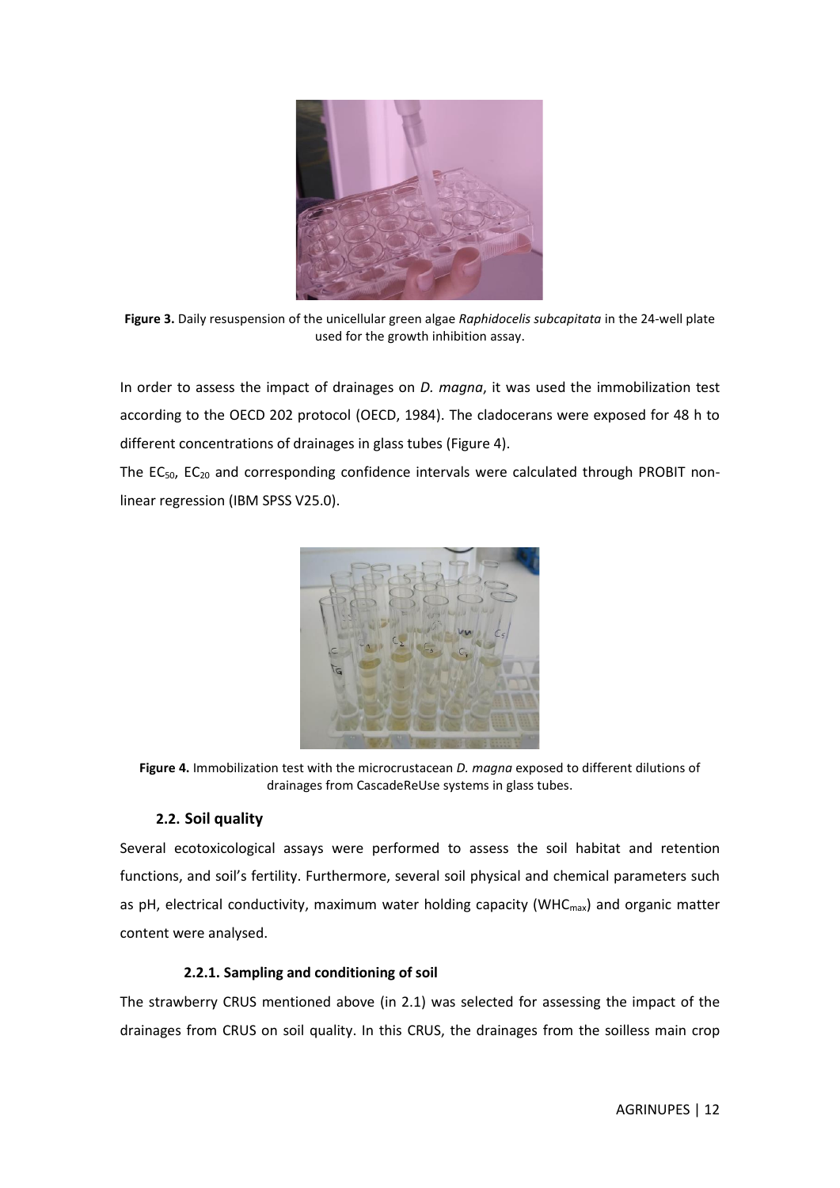**Figure 3.** Daily resuspension of the unicellular green algae *Raphidocelis subcapitata* in the 24-well plate used for the growth inhibition assay.

In order to assess the impact of drainages on *D. magna*, it was used the immobilization test according to the OECD 202 protocol (OECD, 1984). The cladocerans were exposed for 48 h to different concentrations of drainages in glass tubes (Figure 4).

The $EC_{50}$, $EC_{20}$ and corresponding confidence intervals were calculated through PROBIT non-linear regression (IBM SPSS V25.0).

**Figure 4.** Immobilization test with the microcrustacean *D. magna* exposed to different dilutions of drainages from CascadeReUse systems in glass tubes.

### 2.2. Soil quality

Several ecotoxicological assays were performed to assess the soil habitat and retention functions, and soil's fertility. Furthermore, several soil physical and chemical parameters such as pH, electrical conductivity, maximum water holding capacity ($WHC_{max}$) and organic matter content were analysed.

#### 2.2.1. Sampling and conditioning of soil

The strawberry CRUS mentioned above (in 2.1) was selected for assessing the impact of the drainages from CRUS on soil quality. In this CRUS, the drainages from the soilless main crop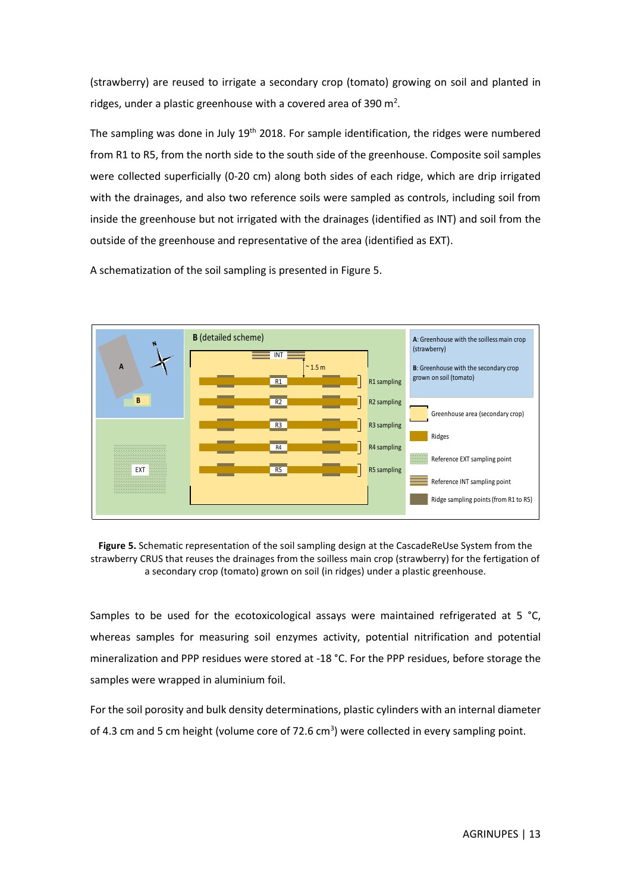(strawberry) are reused to irrigate a secondary crop (tomato) growing on soil and planted in ridges, under a plastic greenhouse with a covered area of 390 $m^2$.

The sampling was done in July 19th 2018. For sample identification, the ridges were numbered from R1 to R5, from the north side to the south side of the greenhouse. Composite soil samples were collected superficially (0-20 cm) along both sides of each ridge, which are drip irrigated with the drainages, and also two reference soils were sampled as controls, including soil from inside the greenhouse but not irrigated with the drainages (identified as INT) and soil from the outside of the greenhouse and representative of the area (identified as EXT).

A schematization of the soil sampling is presented in Figure 5.

**Figure 5.** Schematic representation of the soil sampling design at the CascadeReUse System from the strawberry CRUS that reuses the drainages from the soilless main crop (strawberry) for the fertigation of a secondary crop (tomato) grown on soil (in ridges) under a plastic greenhouse.

Samples to be used for the ecotoxicological assays were maintained refrigerated at 5 °C, whereas samples for measuring soil enzymes activity, potential nitrification and potential mineralization and PPP residues were stored at -18 °C. For the PPP residues, before storage the samples were wrapped in aluminium foil.

For the soil porosity and bulk density determinations, plastic cylinders with an internal diameter of 4.3 cm and 5 cm height (volume core of 72.6 $cm^3$) were collected in every sampling point.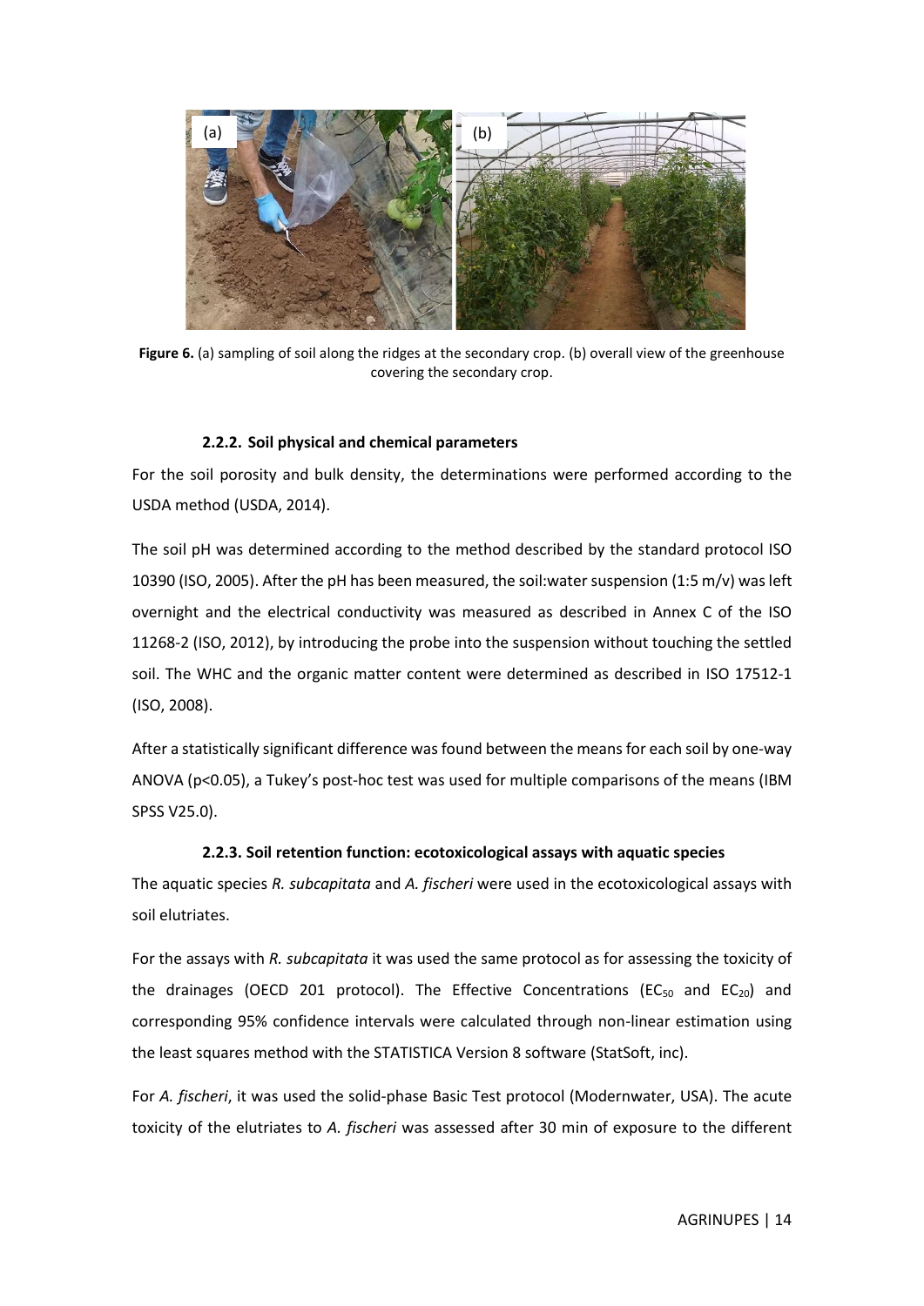**Figure 6.** (a) sampling of soil along the ridges at the secondary crop. (b) overall view of the greenhouse covering the secondary crop.

#### 2.2.2. Soil physical and chemical parameters

For the soil porosity and bulk density, the determinations were performed according to the USDA method (USDA, 2014).

The soil pH was determined according to the method described by the standard protocol ISO 10390 (ISO, 2005). After the pH has been measured, the soil:water suspension (1:5 m/v) was left overnight and the electrical conductivity was measured as described in Annex C of the ISO 11268-2 (ISO, 2012), by introducing the probe into the suspension without touching the settled soil. The WHC and the organic matter content were determined as described in ISO 17512-1 (ISO, 2008).

After a statistically significant difference was found between the means for each soil by one-way ANOVA ($p<0.05$), a Tukey's post-hoc test was used for multiple comparisons of the means (IBM SPSS V25.0).

#### 2.2.3. Soil retention function: ecotoxicological assays with aquatic species

The aquatic species *R. subcapitata* and *A. fischeri* were used in the ecotoxicological assays with soil elutriates.

For the assays with *R. subcapitata* it was used the same protocol as for assessing the toxicity of the drainages (OECD 201 protocol). The Effective Concentrations ($EC_{50}$ and $EC_{20}$) and corresponding 95% confidence intervals were calculated through non-linear estimation using the least squares method with the STATISTICA Version 8 software (StatSoft, inc).

For *A. fischeri*, it was used the solid-phase Basic Test protocol (Modernwater, USA). The acute toxicity of the elutriates to *A. fischeri* was assessed after 30 min of exposure to the different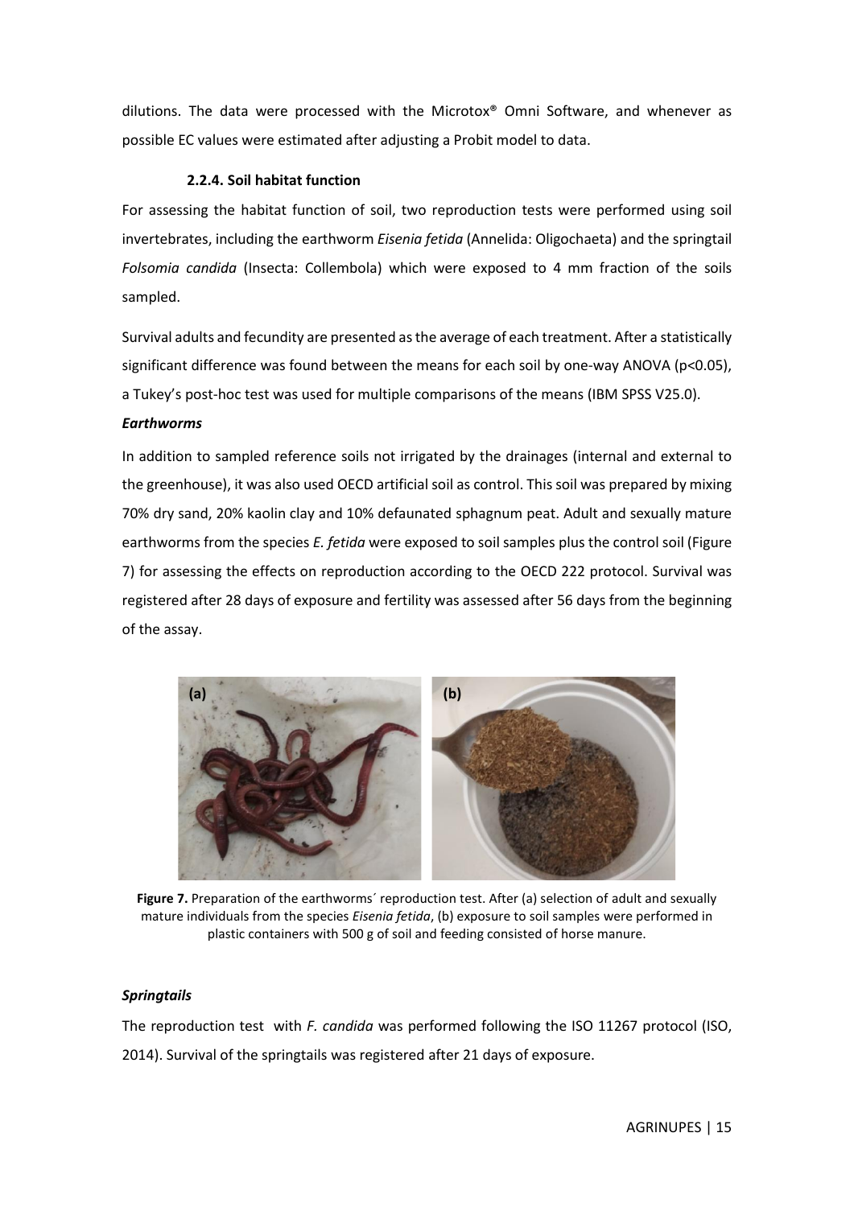dilutions. The data were processed with the Microtox® Omni Software, and whenever as possible EC values were estimated after adjusting a Probit model to data.

### 2.2.4. Soil habitat function

For assessing the habitat function of soil, two reproduction tests were performed using soil invertebrates, including the earthworm *Eisenia fetida* (Annelida: Oligochaeta) and the springtail *Folsomia candida* (Insecta: Collembola) which were exposed to 4 mm fraction of the soils sampled.

Survival adults and fecundity are presented as the average of each treatment. After a statistically significant difference was found between the means for each soil by one-way ANOVA ($p<0.05$), a Tukey's post-hoc test was used for multiple comparisons of the means (IBM SPSS V25.0).

***Earthworms***

In addition to sampled reference soils not irrigated by the drainages (internal and external to the greenhouse), it was also used OECD artificial soil as control. This soil was prepared by mixing 70% dry sand, 20% kaolin clay and 10% defaunated sphagnum peat. Adult and sexually mature earthworms from the species *E. fetida* were exposed to soil samples plus the control soil (Figure 7) for assessing the effects on reproduction according to the OECD 222 protocol. Survival was registered after 28 days of exposure and fertility was assessed after 56 days from the beginning of the assay.

**Figure 7.** Preparation of the earthworms´ reproduction test. After (a) selection of adult and sexually mature individuals from the species *Eisenia fetida*, (b) exposure to soil samples were performed in plastic containers with 500 g of soil and feeding consisted of horse manure.

***Springtails***

The reproduction test with *F. candida* was performed following the ISO 11267 protocol (ISO, 2014). Survival of the springtails was registered after 21 days of exposure.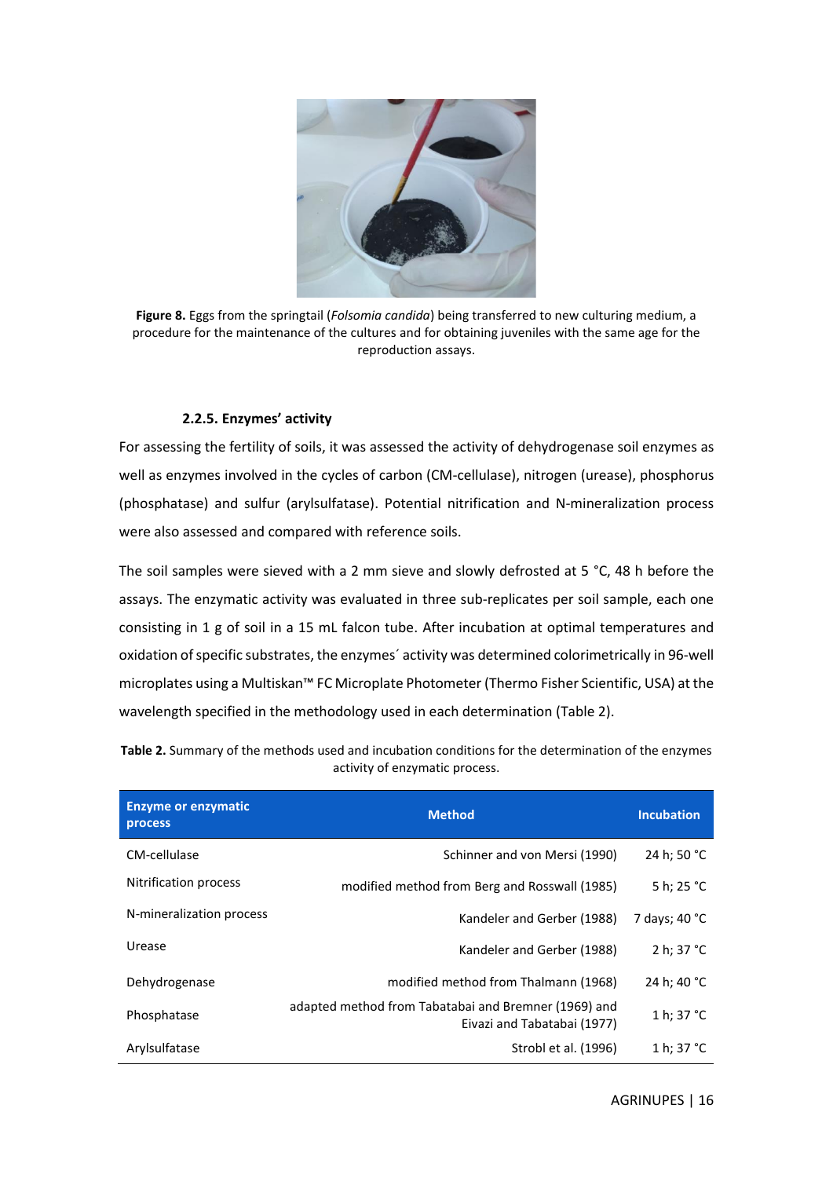**Figure 8.** Eggs from the springtail (*Folsomia candida*) being transferred to new culturing medium, a procedure for the maintenance of the cultures and for obtaining juveniles with the same age for the reproduction assays.

#### 2.2.5. Enzymes' activity

For assessing the fertility of soils, it was assessed the activity of dehydrogenase soil enzymes as well as enzymes involved in the cycles of carbon (CM-cellulase), nitrogen (urease), phosphorus (phosphatase) and sulfur (arylsulfatase). Potential nitrification and N-mineralization process were also assessed and compared with reference soils.

The soil samples were sieved with a 2 mm sieve and slowly defrosted at 5 °C, 48 h before the assays. The enzymatic activity was evaluated in three sub-replicates per soil sample, each one consisting in 1 g of soil in a 15 mL falcon tube. After incubation at optimal temperatures and oxidation of specific substrates, the enzymes´ activity was determined colorimetrically in 96-well microplates using a Multiskan™ FC Microplate Photometer (Thermo Fisher Scientific, USA) at the wavelength specified in the methodology used in each determination (Table 2).

**Table 2.** Summary of the methods used and incubation conditions for the determination of the enzymes activity of enzymatic process.

| Enzyme or enzymatic process | Method | Incubation |
|---|---|---|
| CM-cellulase | Schinner and von Mersi (1990) | 24 h; 50 °C |
| Nitrification process | modified method from Berg and Rosswall (1985) | 5 h; 25 °C |
| N-mineralization process | Kandeler and Gerber (1988) | 7 days; 40 °C |
| Urease | Kandeler and Gerber (1988) | 2 h; 37 °C |
| Dehydrogenase | modified method from Thalmann (1968) | 24 h; 40 °C |
| Phosphatase | adapted method from Tabatabai and Bremner (1969) and Eivazi and Tabatabai (1977) | 1 h; 37 °C |
| Arylsulfatase | Strobl et al. (1996) | 1 h; 37 °C |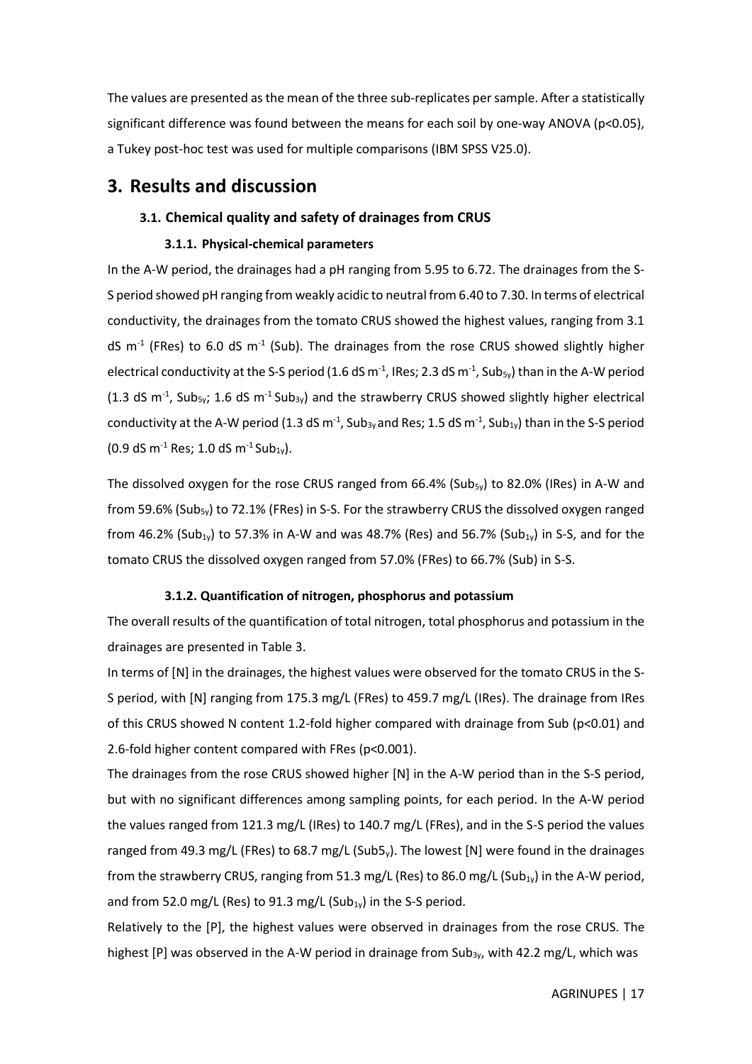The values are presented as the mean of the three sub-replicates per sample. After a statistically significant difference was found between the means for each soil by one-way ANOVA ($p<0.05$), a Tukey post-hoc test was used for multiple comparisons (IBM SPSS V25.0).

# 3. Results and discussion

## 3.1. Chemical quality and safety of drainages from CRUS

### 3.1.1. Physical-chemical parameters

In the A-W period, the drainages had a pH ranging from 5.95 to 6.72. The drainages from the S-S period showed pH ranging from weakly acidic to neutral from 6.40 to 7.30. In terms of electrical conductivity, the drainages from the tomato CRUS showed the highest values, ranging from 3.1 dS $m^{-1}$ (FRes) to 6.0 dS $m^{-1}$ (Sub). The drainages from the rose CRUS showed slightly higher electrical conductivity at the S-S period (1.6 dS $m^{-1}$, IRes; 2.3 dS $m^{-1}$, $Sub_{5y}$) than in the A-W period (1.3 dS $m^{-1}$, $Sub_{5y}$; 1.6 dS $m^{-1}$ $Sub_{3y}$) and the strawberry CRUS showed slightly higher electrical conductivity at the A-W period (1.3 dS $m^{-1}$, $Sub_{3y}$ and Res; 1.5 dS $m^{-1}$, $Sub_{1y}$) than in the S-S period (0.9 dS $m^{-1}$ Res; 1.0 dS $m^{-1}$ $Sub_{1y}$).

The dissolved oxygen for the rose CRUS ranged from 66.4% ($Sub_{5y}$) to 82.0% (IRes) in A-W and from 59.6% ($Sub_{5y}$) to 72.1% (FRes) in S-S. For the strawberry CRUS the dissolved oxygen ranged from 46.2% ($Sub_{1y}$) to 57.3% in A-W and was 48.7% (Res) and 56.7% ($Sub_{1y}$) in S-S, and for the tomato CRUS the dissolved oxygen ranged from 57.0% (FRes) to 66.7% (Sub) in S-S.

### 3.1.2. Quantification of nitrogen, phosphorus and potassium

The overall results of the quantification of total nitrogen, total phosphorus and potassium in the drainages are presented in Table 3.

In terms of [N] in the drainages, the highest values were observed for the tomato CRUS in the S-S period, with [N] ranging from 175.3 mg/L (FRes) to 459.7 mg/L (IRes). The drainage from IRes of this CRUS showed N content 1.2-fold higher compared with drainage from Sub ($p<0.01$) and 2.6-fold higher content compared with FRes ($p<0.001$).

The drainages from the rose CRUS showed higher [N] in the A-W period than in the S-S period, but with no significant differences among sampling points, for each period. In the A-W period the values ranged from 121.3 mg/L (IRes) to 140.7 mg/L (FRes), and in the S-S period the values ranged from 49.3 mg/L (FRes) to 68.7 mg/L ($Sub5_{y}$). The lowest [N] were found in the drainages from the strawberry CRUS, ranging from 51.3 mg/L (Res) to 86.0 mg/L ($Sub_{1y}$) in the A-W period, and from 52.0 mg/L (Res) to 91.3 mg/L ($Sub_{1y}$) in the S-S period.

Relatively to the [P], the highest values were observed in drainages from the rose CRUS. The highest [P] was observed in the A-W period in drainage from $Sub_{3y}$, with 42.2 mg/L, which was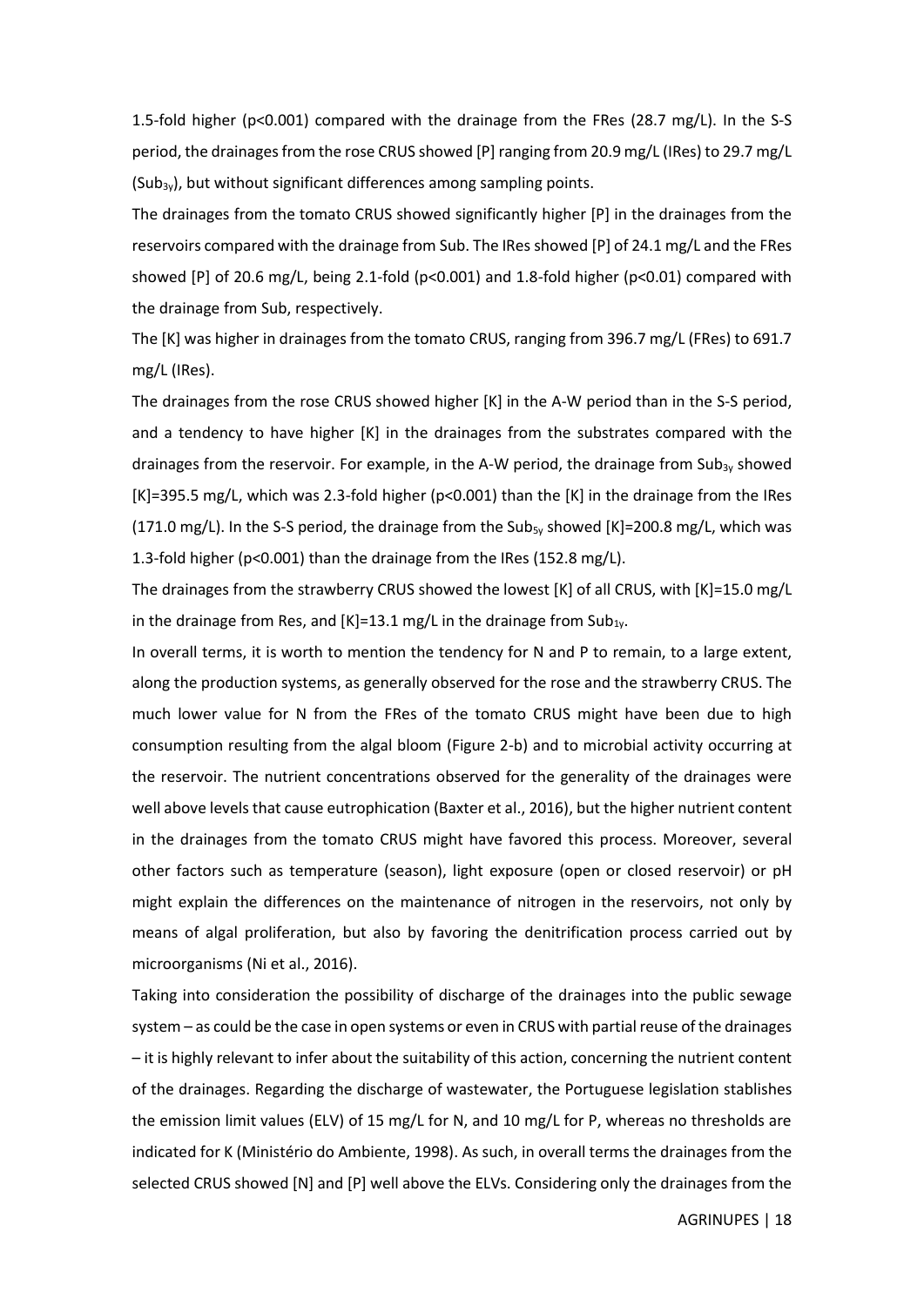1.5-fold higher ($p<0.001$) compared with the drainage from the FRes (28.7 mg/L). In the S-S period, the drainages from the rose CRUS showed [P] ranging from 20.9 mg/L (IRes) to 29.7 mg/L ($Sub_{3y}$), but without significant differences among sampling points.

The drainages from the tomato CRUS showed significantly higher [P] in the drainages from the reservoirs compared with the drainage from Sub. The IRes showed [P] of 24.1 mg/L and the FRes showed [P] of 20.6 mg/L, being 2.1-fold ($p<0.001$) and 1.8-fold higher ($p<0.01$) compared with the drainage from Sub, respectively.

The [K] was higher in drainages from the tomato CRUS, ranging from 396.7 mg/L (FRes) to 691.7 mg/L (IRes).

The drainages from the rose CRUS showed higher [K] in the A-W period than in the S-S period, and a tendency to have higher [K] in the drainages from the substrates compared with the drainages from the reservoir. For example, in the A-W period, the drainage from $Sub_{3y}$ showed [K]=395.5 mg/L, which was 2.3-fold higher ($p<0.001$) than the [K] in the drainage from the IRes (171.0 mg/L). In the S-S period, the drainage from the $Sub_{5y}$ showed [K]=200.8 mg/L, which was 1.3-fold higher ($p<0.001$) than the drainage from the IRes (152.8 mg/L).

The drainages from the strawberry CRUS showed the lowest [K] of all CRUS, with [K]=15.0 mg/L in the drainage from Res, and [K]=13.1 mg/L in the drainage from $Sub_{1y}$.

In overall terms, it is worth to mention the tendency for N and P to remain, to a large extent, along the production systems, as generally observed for the rose and the strawberry CRUS. The much lower value for N from the FRes of the tomato CRUS might have been due to high consumption resulting from the algal bloom (Figure 2-b) and to microbial activity occurring at the reservoir. The nutrient concentrations observed for the generality of the drainages were well above levels that cause eutrophication (Baxter et al., 2016), but the higher nutrient content in the drainages from the tomato CRUS might have favored this process. Moreover, several other factors such as temperature (season), light exposure (open or closed reservoir) or pH might explain the differences on the maintenance of nitrogen in the reservoirs, not only by means of algal proliferation, but also by favoring the denitrification process carried out by microorganisms (Ni et al., 2016).

Taking into consideration the possibility of discharge of the drainages into the public sewage system – as could be the case in open systems or even in CRUS with partial reuse of the drainages – it is highly relevant to infer about the suitability of this action, concerning the nutrient content of the drainages. Regarding the discharge of wastewater, the Portuguese legislation stablishes the emission limit values (ELV) of 15 mg/L for N, and 10 mg/L for P, whereas no thresholds are indicated for K (Ministério do Ambiente, 1998). As such, in overall terms the drainages from the selected CRUS showed [N] and [P] well above the ELVs. Considering only the drainages from the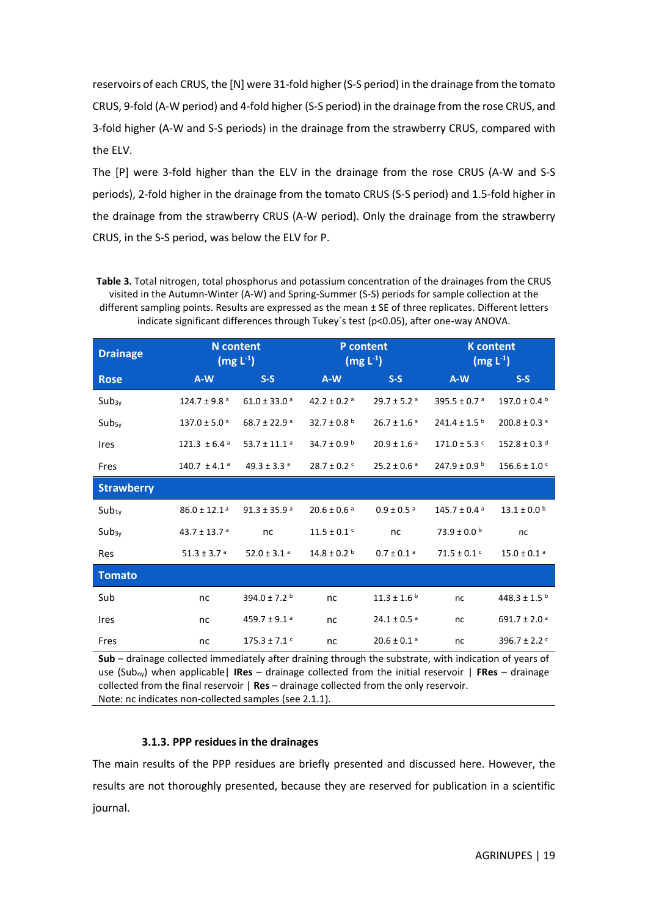reservoirs of each CRUS, the [N] were 31-fold higher (S-S period) in the drainage from the tomato CRUS, 9-fold (A-W period) and 4-fold higher (S-S period) in the drainage from the rose CRUS, and 3-fold higher (A-W and S-S periods) in the drainage from the strawberry CRUS, compared with the ELV.

The [P] were 3-fold higher than the ELV in the drainage from the rose CRUS (A-W and S-S periods), 2-fold higher in the drainage from the tomato CRUS (S-S period) and 1.5-fold higher in the drainage from the strawberry CRUS (A-W period). Only the drainage from the strawberry CRUS, in the S-S period, was below the ELV for P.

**Table 3.** Total nitrogen, total phosphorus and potassium concentration of the drainages from the CRUS visited in the Autumn-Winter (A-W) and Spring-Summer (S-S) periods for sample collection at the different sampling points. Results are expressed as the mean ± SE of three replicates. Different letters indicate significant differences through Tukey´s test ($p<0.05$), after one-way ANOVA.

| **Drainage** | **N content (mg L$^{-1}$)** | | **P content (mg L$^{-1}$)** | | **K content (mg L$^{-1}$)** | |
|---|---|---|---|---|---|---|
| **Rose** | **A-W** | **S-S** | **A-W** | **S-S** | **A-W** | **S-S** |
| $Sub_{3y}$ | 124.7 ± 9.8 $^a$ | 61.0 ± 33.0 $^a$ | 42.2 ± 0.2 $^a$ | 29.7 ± 5.2 $^a$ | 395.5 ± 0.7 $^a$ | 197.0 ± 0.4 $^b$ |
| $Sub_{5y}$ | 137.0 ± 5.0 $^a$ | 68.7 ± 22.9 $^a$ | 32.7 ± 0.8 $^b$ | 26.7 ± 1.6 $^a$ | 241.4 ± 1.5 $^b$ | 200.8 ± 0.3 $^a$ |
| Ires | 121.3 ± 6.4 $^a$ | 53.7 ± 11.1 $^a$ | 34.7 ± 0.9 $^b$ | 20.9 ± 1.6 $^a$ | 171.0 ± 5.3 $^c$ | 152.8 ± 0.3 $^d$ |
| Fres | 140.7 ± 4.1 $^a$ | 49.3 ± 3.3 $^a$ | 28.7 ± 0.2 $^c$ | 25.2 ± 0.6 $^a$ | 247.9 ± 0.9 $^b$ | 156.6 ± 1.0 $^c$ |
| **Strawberry** | | | | | | |
| $Sub_{1y}$ | 86.0 ± 12.1 $^a$ | 91.3 ± 35.9 $^a$ | 20.6 ± 0.6 $^a$ | 0.9 ± 0.5 $^a$ | 145.7 ± 0.4 $^a$ | 13.1 ± 0.0 $^b$ |
| $Sub_{3y}$ | 43.7 ± 13.7 $^a$ | nc | 11.5 ± 0.1 $^c$ | nc | 73.9 ± 0.0 $^b$ | nc |
| Res | 51.3 ± 3.7 $^a$ | 52.0 ± 3.1 $^a$ | 14.8 ± 0.2 $^b$ | 0.7 ± 0.1 $^a$ | 71.5 ± 0.1 $^c$ | 15.0 ± 0.1 $^a$ |
| **Tomato** | | | | | | |
| Sub | nc | 394.0 ± 7.2 $^b$ | nc | 11.3 ± 1.6 $^b$ | nc | 448.3 ± 1.5 $^b$ |
| Ires | nc | 459.7 ± 9.1 $^a$ | nc | 24.1 ± 0.5 $^a$ | nc | 691.7 ± 2.0 $^a$ |
| Fres | nc | 175.3 ± 7.1 $^c$ | nc | 20.6 ± 0.1 $^a$ | nc | 396.7 ± 2.2 $^c$ |

**Sub** – drainage collected immediately after draining through the substrate, with indication of years of use ($Sub_{ny}$) when applicable| **IRes** – drainage collected from the initial reservoir | **FRes** – drainage collected from the final reservoir | **Res** – drainage collected from the only reservoir.
Note: nc indicates non-collected samples (see 2.1.1).

### 3.1.3. PPP residues in the drainages

The main results of the PPP residues are briefly presented and discussed here. However, the results are not thoroughly presented, because they are reserved for publication in a scientific journal.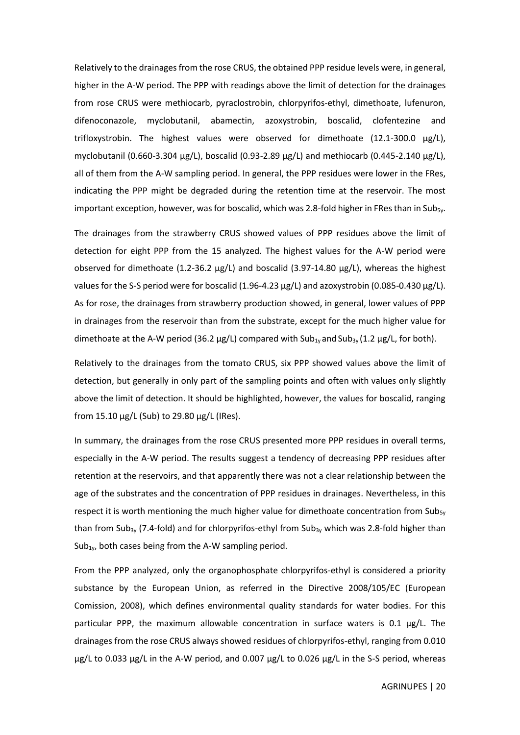Relatively to the drainages from the rose CRUS, the obtained PPP residue levels were, in general, higher in the A-W period. The PPP with readings above the limit of detection for the drainages from rose CRUS were methiocarb, pyraclostrobin, chlorpyrifos-ethyl, dimethoate, lufenuron, difenoconazole, myclobutanil, abamectin, azoxystrobin, boscalid, clofentezine and trifloxystrobin. The highest values were observed for dimethoate (12.1-300.0 µg/L), myclobutanil (0.660-3.304 µg/L), boscalid (0.93-2.89 µg/L) and methiocarb (0.445-2.140 µg/L), all of them from the A-W sampling period. In general, the PPP residues were lower in the FRes, indicating the PPP might be degraded during the retention time at the reservoir. The most important exception, however, was for boscalid, which was 2.8-fold higher in FRes than in $Sub_{5y}$.

The drainages from the strawberry CRUS showed values of PPP residues above the limit of detection for eight PPP from the 15 analyzed. The highest values for the A-W period were observed for dimethoate (1.2-36.2 µg/L) and boscalid (3.97-14.80 µg/L), whereas the highest values for the S-S period were for boscalid (1.96-4.23 µg/L) and azoxystrobin (0.085-0.430 µg/L). As for rose, the drainages from strawberry production showed, in general, lower values of PPP in drainages from the reservoir than from the substrate, except for the much higher value for dimethoate at the A-W period (36.2 µg/L) compared with $Sub_{1y}$ and $Sub_{3y}$ (1.2 µg/L, for both).

Relatively to the drainages from the tomato CRUS, six PPP showed values above the limit of detection, but generally in only part of the sampling points and often with values only slightly above the limit of detection. It should be highlighted, however, the values for boscalid, ranging from 15.10 µg/L (Sub) to 29.80 µg/L (IRes).

In summary, the drainages from the rose CRUS presented more PPP residues in overall terms, especially in the A-W period. The results suggest a tendency of decreasing PPP residues after retention at the reservoirs, and that apparently there was not a clear relationship between the age of the substrates and the concentration of PPP residues in drainages. Nevertheless, in this respect it is worth mentioning the much higher value for dimethoate concentration from $Sub_{5y}$ than from $Sub_{3y}$ (7.4-fold) and for chlorpyrifos-ethyl from $Sub_{3y}$ which was 2.8-fold higher than $Sub_{1y}$, both cases being from the A-W sampling period.

From the PPP analyzed, only the organophosphate chlorpyrifos-ethyl is considered a priority substance by the European Union, as referred in the Directive 2008/105/EC (European Comission, 2008), which defines environmental quality standards for water bodies. For this particular PPP, the maximum allowable concentration in surface waters is 0.1 µg/L. The drainages from the rose CRUS always showed residues of chlorpyrifos-ethyl, ranging from 0.010 µg/L to 0.033 µg/L in the A-W period, and 0.007 µg/L to 0.026 µg/L in the S-S period, whereas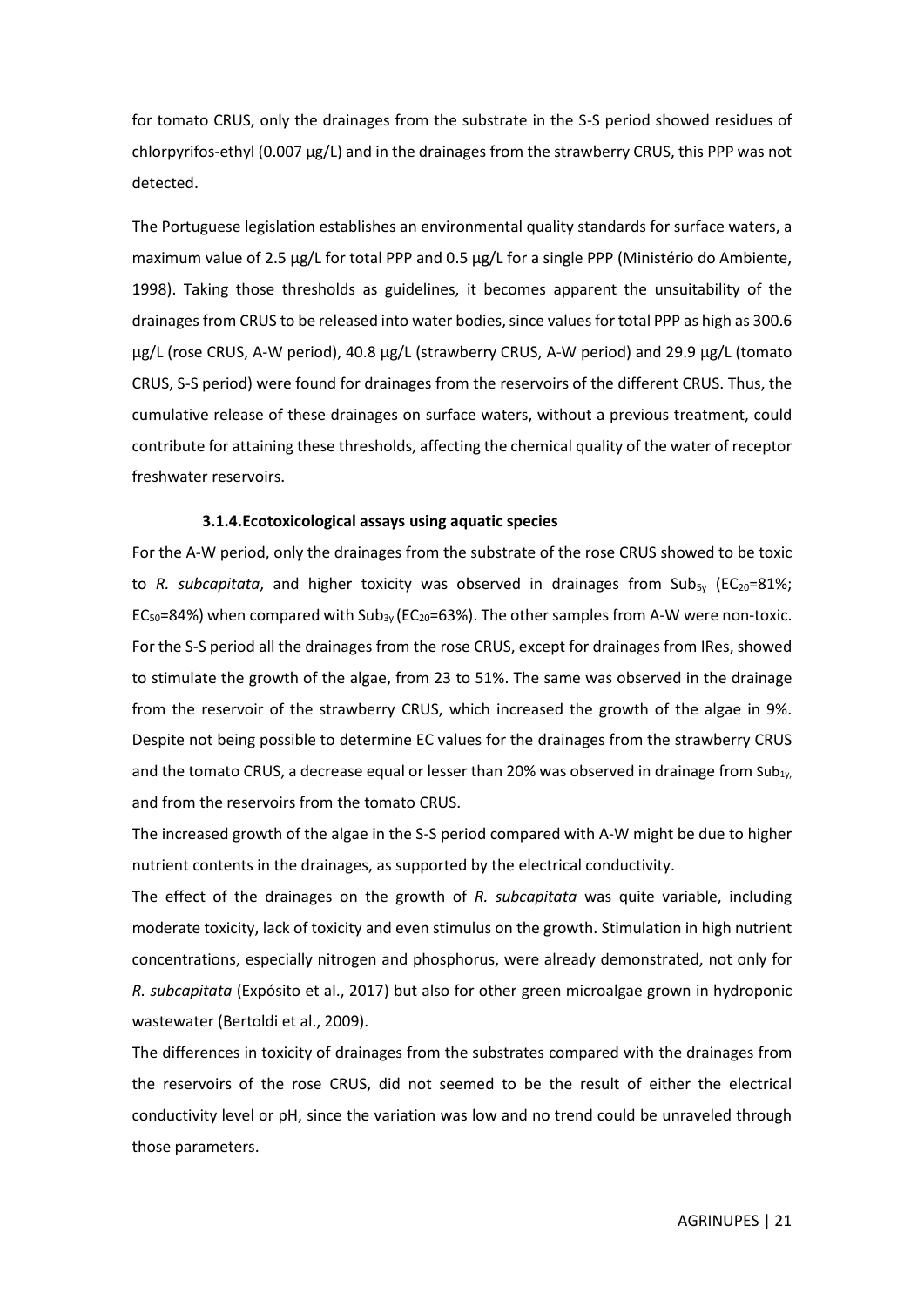for tomato CRUS, only the drainages from the substrate in the S-S period showed residues of chlorpyrifos-ethyl (0.007 µg/L) and in the drainages from the strawberry CRUS, this PPP was not detected.

The Portuguese legislation establishes an environmental quality standards for surface waters, a maximum value of 2.5 µg/L for total PPP and 0.5 µg/L for a single PPP (Ministério do Ambiente, 1998). Taking those thresholds as guidelines, it becomes apparent the unsuitability of the drainages from CRUS to be released into water bodies, since values for total PPP as high as 300.6 µg/L (rose CRUS, A-W period), 40.8 µg/L (strawberry CRUS, A-W period) and 29.9 µg/L (tomato CRUS, S-S period) were found for drainages from the reservoirs of the different CRUS. Thus, the cumulative release of these drainages on surface waters, without a previous treatment, could contribute for attaining these thresholds, affecting the chemical quality of the water of receptor freshwater reservoirs.

#### 3.1.4. Ecotoxicological assays using aquatic species

For the A-W period, only the drainages from the substrate of the rose CRUS showed to be toxic to *R. subcapitata*, and higher toxicity was observed in drainages from $Sub_{5y}$ ($EC_{20}$=81%; $EC_{50}$=84%) when compared with $Sub_{3y}$ ($EC_{20}$=63%). The other samples from A-W were non-toxic. For the S-S period all the drainages from the rose CRUS, except for drainages from IRes, showed to stimulate the growth of the algae, from 23 to 51%. The same was observed in the drainage from the reservoir of the strawberry CRUS, which increased the growth of the algae in 9%. Despite not being possible to determine EC values for the drainages from the strawberry CRUS and the tomato CRUS, a decrease equal or lesser than 20% was observed in drainage from $Sub_{1y}$, and from the reservoirs from the tomato CRUS.

The increased growth of the algae in the S-S period compared with A-W might be due to higher nutrient contents in the drainages, as supported by the electrical conductivity.

The effect of the drainages on the growth of *R. subcapitata* was quite variable, including moderate toxicity, lack of toxicity and even stimulus on the growth. Stimulation in high nutrient concentrations, especially nitrogen and phosphorus, were already demonstrated, not only for *R. subcapitata* (Expósito et al., 2017) but also for other green microalgae grown in hydroponic wastewater (Bertoldi et al., 2009).

The differences in toxicity of drainages from the substrates compared with the drainages from the reservoirs of the rose CRUS, did not seemed to be the result of either the electrical conductivity level or pH, since the variation was low and no trend could be unraveled through those parameters.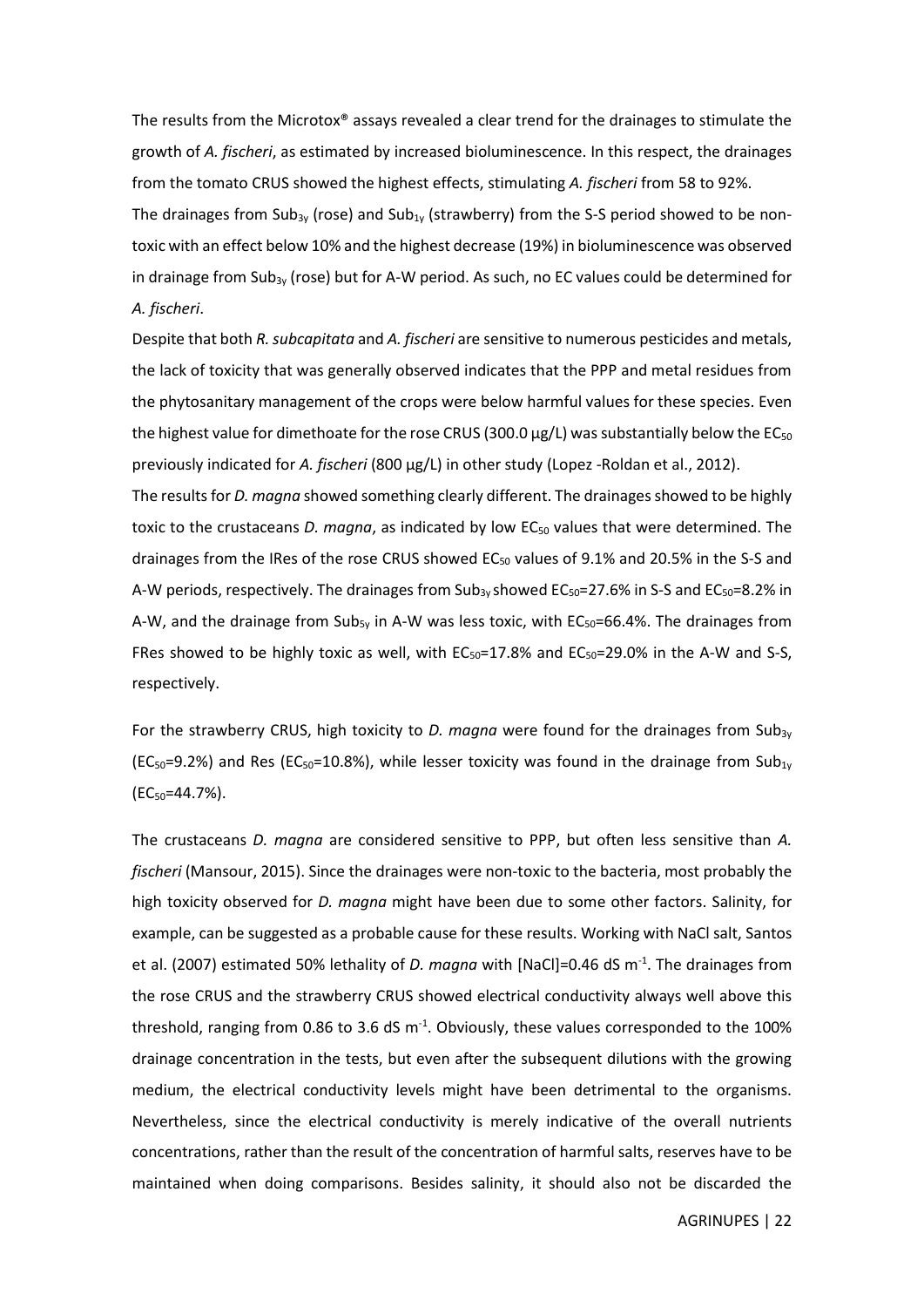The results from the Microtox® assays revealed a clear trend for the drainages to stimulate the growth of *A. fischeri*, as estimated by increased bioluminescence. In this respect, the drainages from the tomato CRUS showed the highest effects, stimulating *A. fischeri* from 58 to 92%.

The drainages from $Sub_{3y}$ (rose) and $Sub_{1y}$ (strawberry) from the S-S period showed to be non-toxic with an effect below 10% and the highest decrease (19%) in bioluminescence was observed in drainage from $Sub_{3y}$ (rose) but for A-W period. As such, no EC values could be determined for *A. fischeri*.

Despite that both *R. subcapitata* and *A. fischeri* are sensitive to numerous pesticides and metals, the lack of toxicity that was generally observed indicates that the PPP and metal residues from the phytosanitary management of the crops were below harmful values for these species. Even the highest value for dimethoate for the rose CRUS (300.0 µg/L) was substantially below the $EC_{50}$ previously indicated for *A. fischeri* (800 µg/L) in other study (Lopez -Roldan et al., 2012).

The results for *D. magna* showed something clearly different. The drainages showed to be highly toxic to the crustaceans *D. magna*, as indicated by low $EC_{50}$ values that were determined. The drainages from the IRes of the rose CRUS showed $EC_{50}$ values of 9.1% and 20.5% in the S-S and A-W periods, respectively. The drainages from $Sub_{3y}$ showed $EC_{50}$=27.6% in S-S and $EC_{50}$=8.2% in A-W, and the drainage from $Sub_{5y}$ in A-W was less toxic, with $EC_{50}$=66.4%. The drainages from FRes showed to be highly toxic as well, with $EC_{50}$=17.8% and $EC_{50}$=29.0% in the A-W and S-S, respectively.

For the strawberry CRUS, high toxicity to *D. magna* were found for the drainages from $Sub_{3y}$ ($EC_{50}$=9.2%) and Res ($EC_{50}$=10.8%), while lesser toxicity was found in the drainage from $Sub_{1y}$ ($EC_{50}$=44.7%).

The crustaceans *D. magna* are considered sensitive to PPP, but often less sensitive than *A. fischeri* (Mansour, 2015). Since the drainages were non-toxic to the bacteria, most probably the high toxicity observed for *D. magna* might have been due to some other factors. Salinity, for example, can be suggested as a probable cause for these results. Working with NaCl salt, Santos et al. (2007) estimated 50% lethality of *D. magna* with [NaCl]=0.46 dS $m^{-1}$. The drainages from the rose CRUS and the strawberry CRUS showed electrical conductivity always well above this threshold, ranging from 0.86 to 3.6 dS $m^{-1}$. Obviously, these values corresponded to the 100% drainage concentration in the tests, but even after the subsequent dilutions with the growing medium, the electrical conductivity levels might have been detrimental to the organisms. Nevertheless, since the electrical conductivity is merely indicative of the overall nutrients concentrations, rather than the result of the concentration of harmful salts, reserves have to be maintained when doing comparisons. Besides salinity, it should also not be discarded the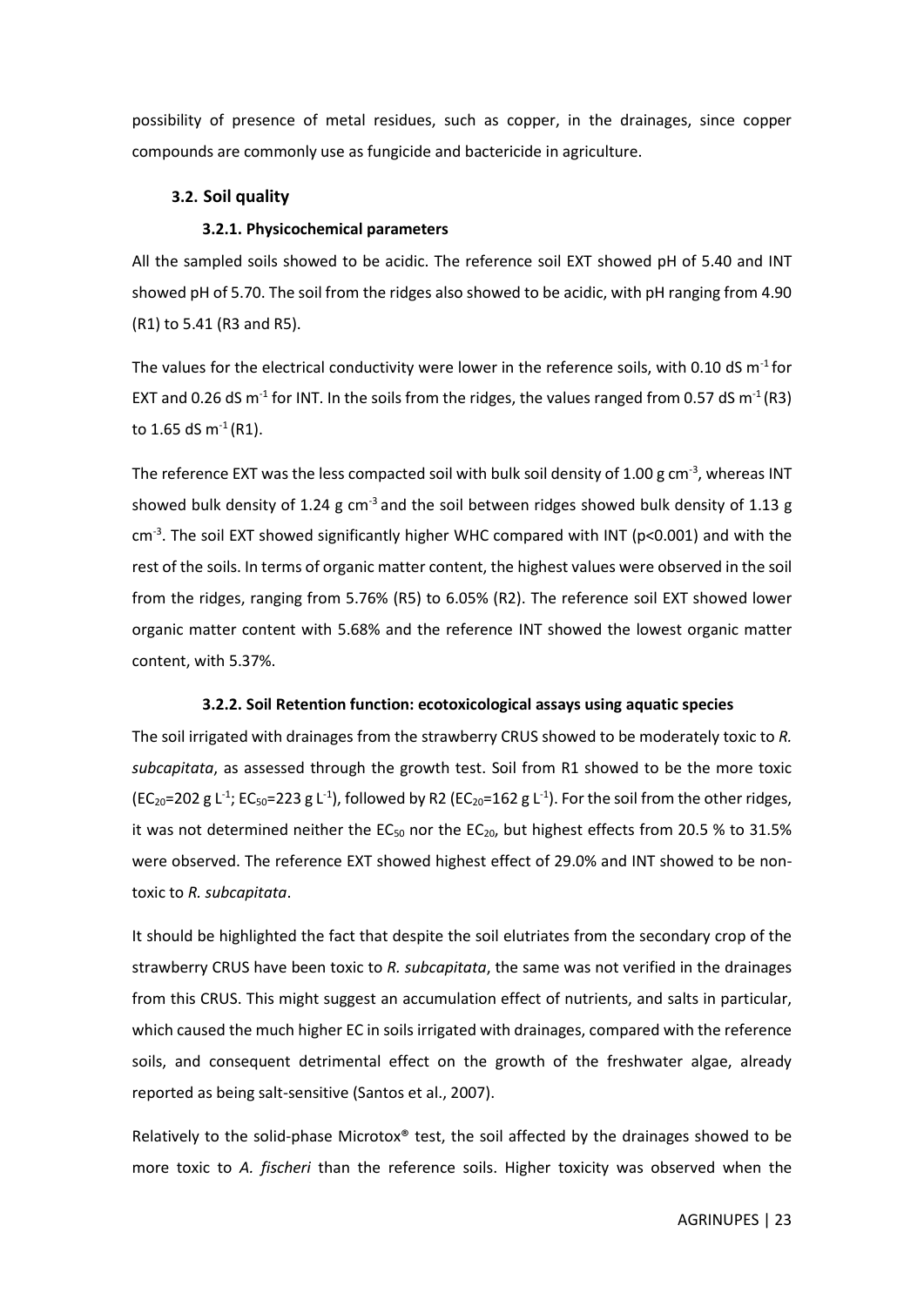possibility of presence of metal residues, such as copper, in the drainages, since copper compounds are commonly use as fungicide and bactericide in agriculture.

## 3.2. Soil quality

### 3.2.1. Physicochemical parameters

All the sampled soils showed to be acidic. The reference soil EXT showed pH of 5.40 and INT showed pH of 5.70. The soil from the ridges also showed to be acidic, with pH ranging from 4.90 (R1) to 5.41 (R3 and R5).

The values for the electrical conductivity were lower in the reference soils, with 0.10 dS $m^{-1}$ for EXT and 0.26 dS $m^{-1}$ for INT. In the soils from the ridges, the values ranged from 0.57 dS $m^{-1}$ (R3) to 1.65 dS $m^{-1}$ (R1).

The reference EXT was the less compacted soil with bulk soil density of 1.00 g $cm^{-3}$, whereas INT showed bulk density of 1.24 g $cm^{-3}$ and the soil between ridges showed bulk density of 1.13 g $cm^{-3}$. The soil EXT showed significantly higher WHC compared with INT ($p<0.001$) and with the rest of the soils. In terms of organic matter content, the highest values were observed in the soil from the ridges, ranging from 5.76% (R5) to 6.05% (R2). The reference soil EXT showed lower organic matter content with 5.68% and the reference INT showed the lowest organic matter content, with 5.37%.

### 3.2.2. Soil Retention function: ecotoxicological assays using aquatic species

The soil irrigated with drainages from the strawberry CRUS showed to be moderately toxic to *R. subcapitata*, as assessed through the growth test. Soil from R1 showed to be the more toxic ($EC_{20}$=202 g $L^{-1}$; $EC_{50}$=223 g $L^{-1}$), followed by R2 ($EC_{20}$=162 g $L^{-1}$). For the soil from the other ridges, it was not determined neither the $EC_{50}$ nor the $EC_{20}$, but highest effects from 20.5 % to 31.5% were observed. The reference EXT showed highest effect of 29.0% and INT showed to be non-toxic to *R. subcapitata*.

It should be highlighted the fact that despite the soil elutriates from the secondary crop of the strawberry CRUS have been toxic to *R. subcapitata*, the same was not verified in the drainages from this CRUS. This might suggest an accumulation effect of nutrients, and salts in particular, which caused the much higher EC in soils irrigated with drainages, compared with the reference soils, and consequent detrimental effect on the growth of the freshwater algae, already reported as being salt-sensitive (Santos et al., 2007).

Relatively to the solid-phase Microtox® test, the soil affected by the drainages showed to be more toxic to *A. fischeri* than the reference soils. Higher toxicity was observed when the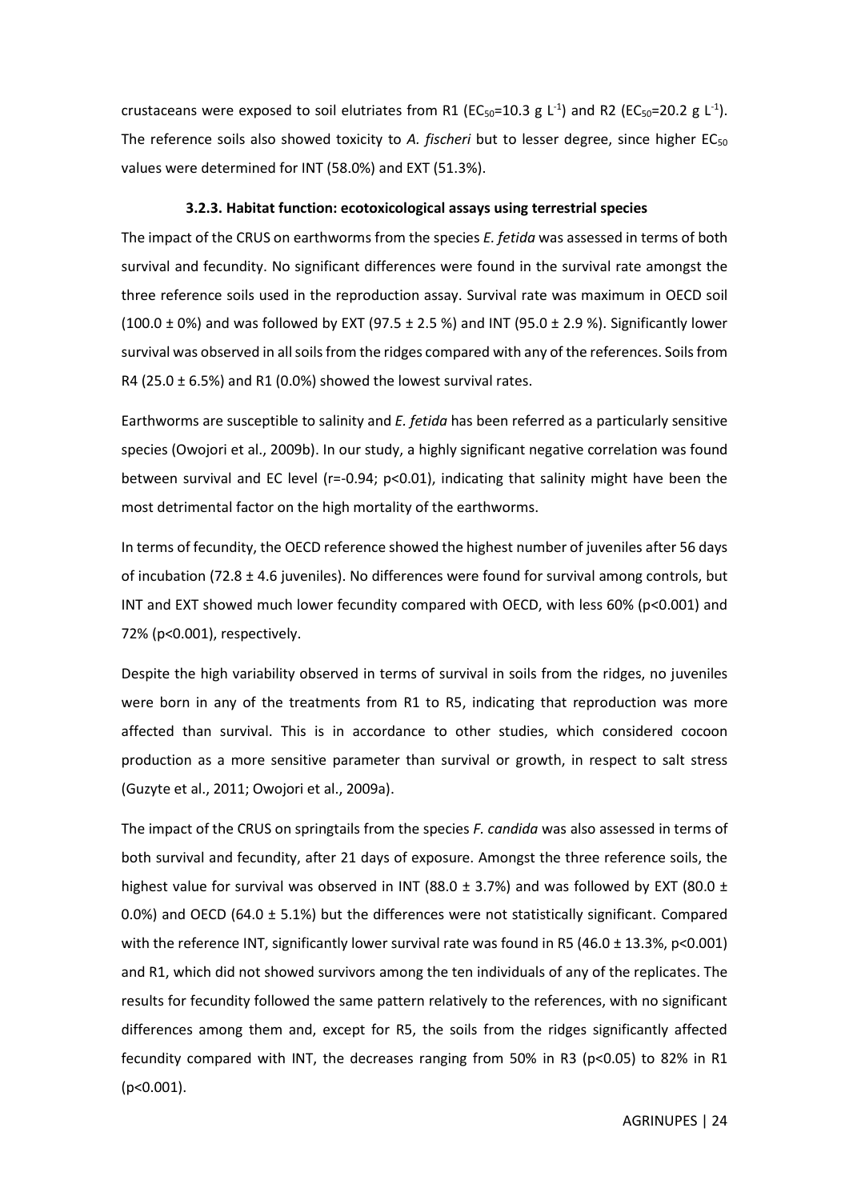crustaceans were exposed to soil elutriates from R1 ($EC_{50}$=10.3 g $L^{-1}$) and R2 ($EC_{50}$=20.2 g $L^{-1}$). The reference soils also showed toxicity to *A. fischeri* but to lesser degree, since higher $EC_{50}$ values were determined for INT (58.0%) and EXT (51.3%).

### 3.2.3. Habitat function: ecotoxicological assays using terrestrial species

The impact of the CRUS on earthworms from the species *E. fetida* was assessed in terms of both survival and fecundity. No significant differences were found in the survival rate amongst the three reference soils used in the reproduction assay. Survival rate was maximum in OECD soil (100.0 ± 0%) and was followed by EXT (97.5 ± 2.5 %) and INT (95.0 ± 2.9 %). Significantly lower survival was observed in all soils from the ridges compared with any of the references. Soils from R4 (25.0 ± 6.5%) and R1 (0.0%) showed the lowest survival rates.

Earthworms are susceptible to salinity and *E. fetida* has been referred as a particularly sensitive species (Owojori et al., 2009b). In our study, a highly significant negative correlation was found between survival and EC level (r=-0.94; $p<0.01$), indicating that salinity might have been the most detrimental factor on the high mortality of the earthworms.

In terms of fecundity, the OECD reference showed the highest number of juveniles after 56 days of incubation (72.8 ± 4.6 juveniles). No differences were found for survival among controls, but INT and EXT showed much lower fecundity compared with OECD, with less 60% ($p<0.001$) and 72% ($p<0.001$), respectively.

Despite the high variability observed in terms of survival in soils from the ridges, no juveniles were born in any of the treatments from R1 to R5, indicating that reproduction was more affected than survival. This is in accordance to other studies, which considered cocoon production as a more sensitive parameter than survival or growth, in respect to salt stress (Guzyte et al., 2011; Owojori et al., 2009a).

The impact of the CRUS on springtails from the species *F. candida* was also assessed in terms of both survival and fecundity, after 21 days of exposure. Amongst the three reference soils, the highest value for survival was observed in INT (88.0 ± 3.7%) and was followed by EXT (80.0 ± 0.0%) and OECD (64.0 ± 5.1%) but the differences were not statistically significant. Compared with the reference INT, significantly lower survival rate was found in R5 (46.0 ± 13.3%, $p<0.001$) and R1, which did not showed survivors among the ten individuals of any of the replicates. The results for fecundity followed the same pattern relatively to the references, with no significant differences among them and, except for R5, the soils from the ridges significantly affected fecundity compared with INT, the decreases ranging from 50% in R3 ($p<0.05$) to 82% in R1 ($p<0.001$).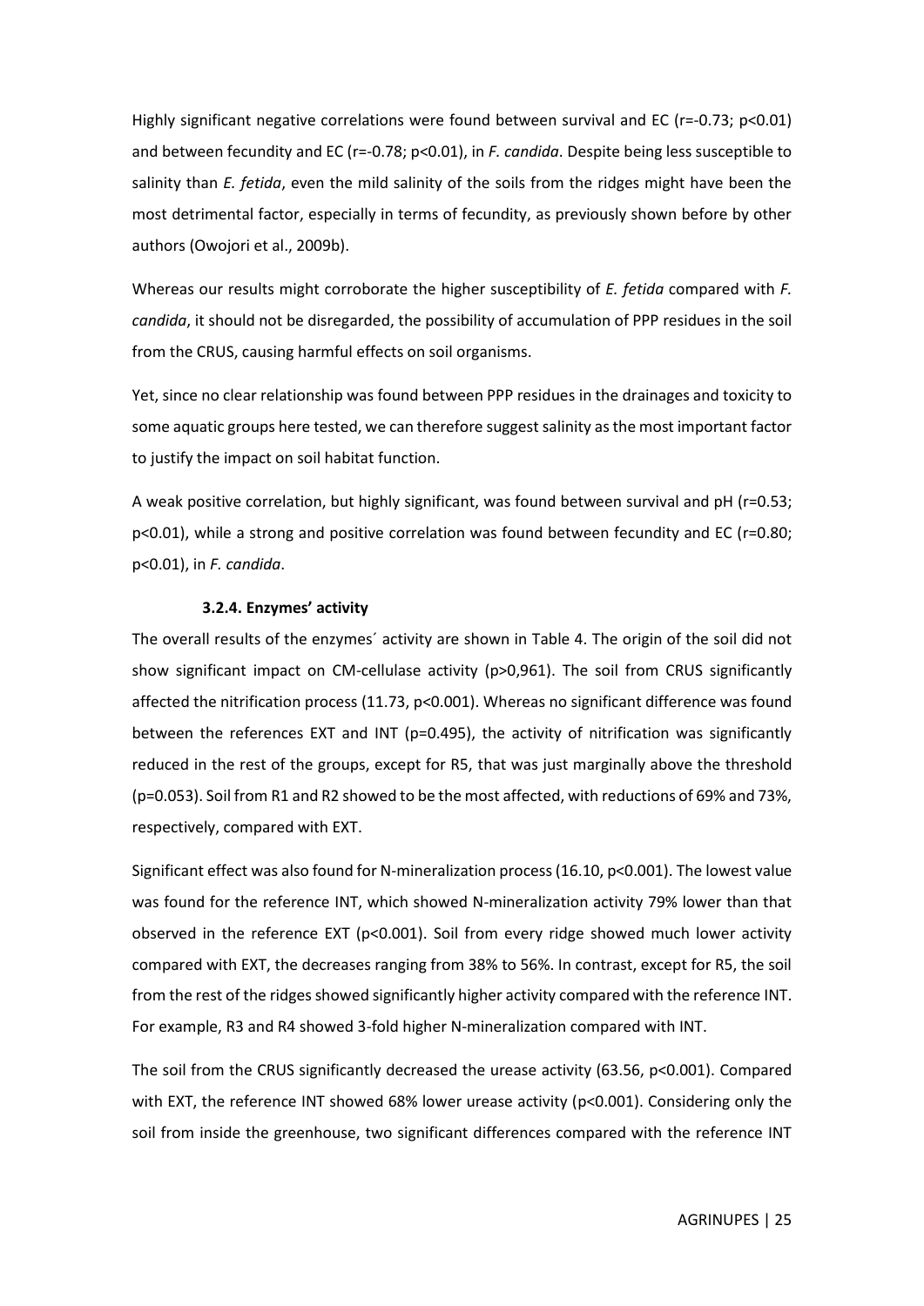Highly significant negative correlations were found between survival and EC ($r=-0.73$; $p<0.01$) and between fecundity and EC ($r=-0.78$; $p<0.01$), in *F. candida*. Despite being less susceptible to salinity than *E. fetida*, even the mild salinity of the soils from the ridges might have been the most detrimental factor, especially in terms of fecundity, as previously shown before by other authors (Owojori et al., 2009b).

Whereas our results might corroborate the higher susceptibility of *E. fetida* compared with *F. candida*, it should not be disregarded, the possibility of accumulation of PPP residues in the soil from the CRUS, causing harmful effects on soil organisms.

Yet, since no clear relationship was found between PPP residues in the drainages and toxicity to some aquatic groups here tested, we can therefore suggest salinity as the most important factor to justify the impact on soil habitat function.

A weak positive correlation, but highly significant, was found between survival and pH ($r=0.53$; $p<0.01$), while a strong and positive correlation was found between fecundity and EC ($r=0.80$; $p<0.01$), in *F. candida*.

#### 3.2.4. Enzymes' activity

The overall results of the enzymes´ activity are shown in Table 4. The origin of the soil did not show significant impact on CM-cellulase activity ($p>0{,}961$). The soil from CRUS significantly affected the nitrification process (11.73, $p<0.001$). Whereas no significant difference was found between the references EXT and INT ($p=0.495$), the activity of nitrification was significantly reduced in the rest of the groups, except for R5, that was just marginally above the threshold ($p=0.053$). Soil from R1 and R2 showed to be the most affected, with reductions of 69% and 73%, respectively, compared with EXT.

Significant effect was also found for N-mineralization process (16.10, $p<0.001$). The lowest value was found for the reference INT, which showed N-mineralization activity 79% lower than that observed in the reference EXT ($p<0.001$). Soil from every ridge showed much lower activity compared with EXT, the decreases ranging from 38% to 56%. In contrast, except for R5, the soil from the rest of the ridges showed significantly higher activity compared with the reference INT. For example, R3 and R4 showed 3-fold higher N-mineralization compared with INT.

The soil from the CRUS significantly decreased the urease activity (63.56, $p<0.001$). Compared with EXT, the reference INT showed 68% lower urease activity ($p<0.001$). Considering only the soil from inside the greenhouse, two significant differences compared with the reference INT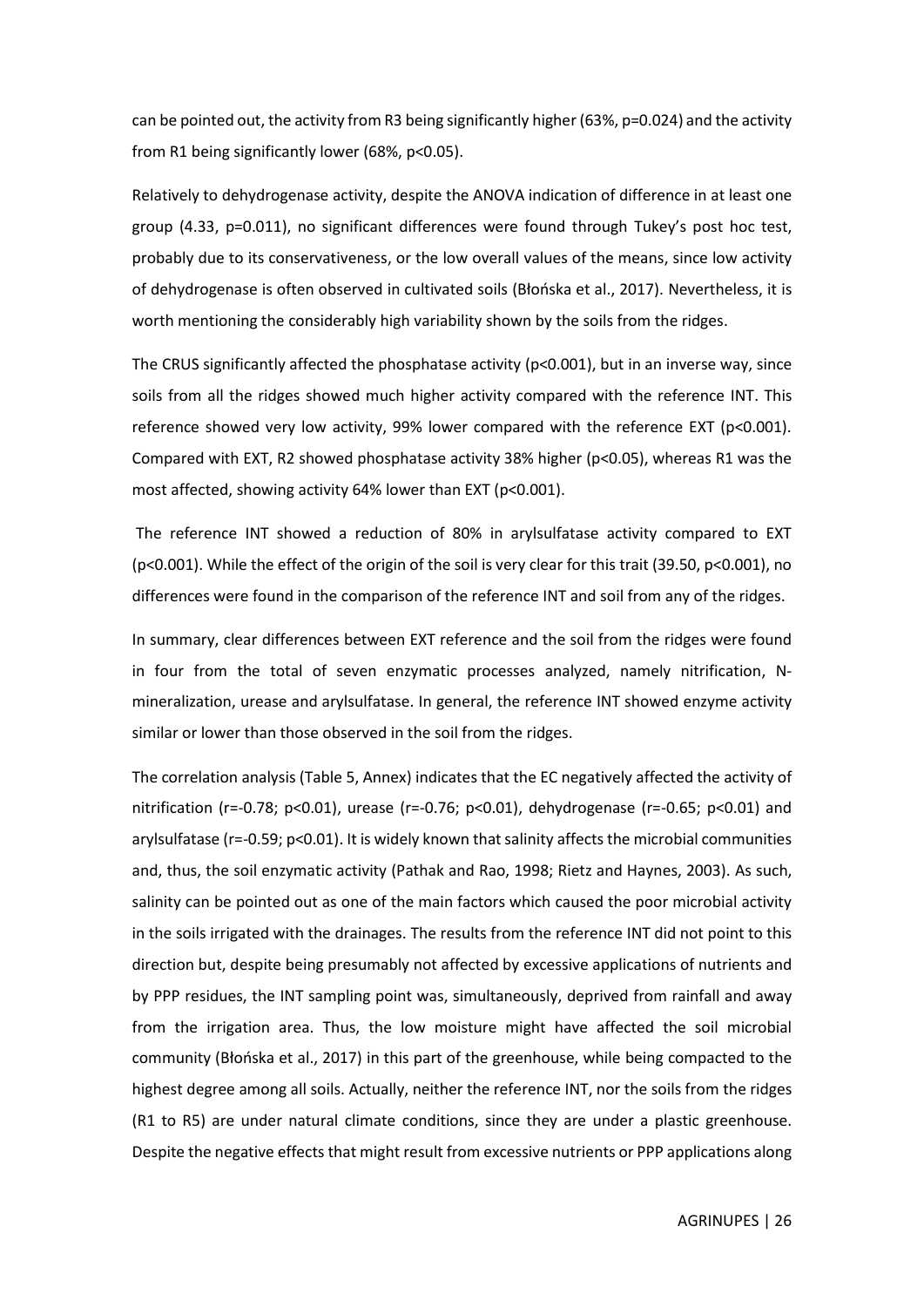can be pointed out, the activity from R3 being significantly higher (63%, $p=0.024$) and the activity from R1 being significantly lower (68%, $p<0.05$).

Relatively to dehydrogenase activity, despite the ANOVA indication of difference in at least one group (4.33, $p=0.011$), no significant differences were found through Tukey's post hoc test, probably due to its conservativeness, or the low overall values of the means, since low activity of dehydrogenase is often observed in cultivated soils (Błońska et al., 2017). Nevertheless, it is worth mentioning the considerably high variability shown by the soils from the ridges.

The CRUS significantly affected the phosphatase activity ($p<0.001$), but in an inverse way, since soils from all the ridges showed much higher activity compared with the reference INT. This reference showed very low activity, 99% lower compared with the reference EXT ($p<0.001$). Compared with EXT, R2 showed phosphatase activity 38% higher ($p<0.05$), whereas R1 was the most affected, showing activity 64% lower than EXT ($p<0.001$).

The reference INT showed a reduction of 80% in arylsulfatase activity compared to EXT ($p<0.001$). While the effect of the origin of the soil is very clear for this trait (39.50, $p<0.001$), no differences were found in the comparison of the reference INT and soil from any of the ridges.

In summary, clear differences between EXT reference and the soil from the ridges were found in four from the total of seven enzymatic processes analyzed, namely nitrification, N-mineralization, urease and arylsulfatase. In general, the reference INT showed enzyme activity similar or lower than those observed in the soil from the ridges.

The correlation analysis (Table 5, Annex) indicates that the EC negatively affected the activity of nitrification ($r=-0.78$; $p<0.01$), urease ($r=-0.76$; $p<0.01$), dehydrogenase ($r=-0.65$; $p<0.01$) and arylsulfatase ($r=-0.59$; $p<0.01$). It is widely known that salinity affects the microbial communities and, thus, the soil enzymatic activity (Pathak and Rao, 1998; Rietz and Haynes, 2003). As such, salinity can be pointed out as one of the main factors which caused the poor microbial activity in the soils irrigated with the drainages. The results from the reference INT did not point to this direction but, despite being presumably not affected by excessive applications of nutrients and by PPP residues, the INT sampling point was, simultaneously, deprived from rainfall and away from the irrigation area. Thus, the low moisture might have affected the soil microbial community (Błońska et al., 2017) in this part of the greenhouse, while being compacted to the highest degree among all soils. Actually, neither the reference INT, nor the soils from the ridges (R1 to R5) are under natural climate conditions, since they are under a plastic greenhouse. Despite the negative effects that might result from excessive nutrients or PPP applications along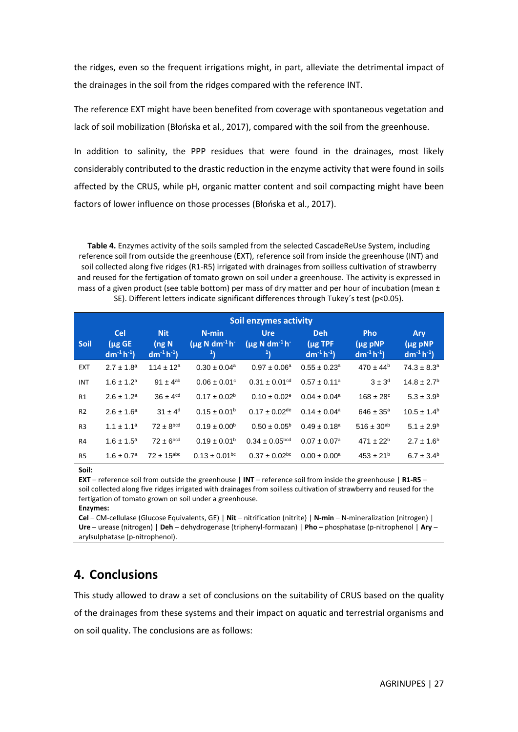the ridges, even so the frequent irrigations might, in part, alleviate the detrimental impact of the drainages in the soil from the ridges compared with the reference INT.

The reference EXT might have been benefited from coverage with spontaneous vegetation and lack of soil mobilization (Błońska et al., 2017), compared with the soil from the greenhouse.

In addition to salinity, the PPP residues that were found in the drainages, most likely considerably contributed to the drastic reduction in the enzyme activity that were found in soils affected by the CRUS, while pH, organic matter content and soil compacting might have been factors of lower influence on those processes (Błońska et al., 2017).

**Table 4.** Enzymes activity of the soils sampled from the selected CascadeReUse System, including reference soil from outside the greenhouse (EXT), reference soil from inside the greenhouse (INT) and soil collected along five ridges (R1-R5) irrigated with drainages from soilless cultivation of strawberry and reused for the fertigation of tomato grown on soil under a greenhouse. The activity is expressed in mass of a given product (see table bottom) per mass of dry matter and per hour of incubation (mean ± SE). Different letters indicate significant differences through Tukey´s test (p<0.05).

| | Soil enzymes activity | | | | | | |
|---|---|---|---|---|---|---|---|
| Soil | Cel (µg GE $dm^{-1} h^{-1}$) | Nit (ng N $dm^{-1} h^{-1}$) | N-min (µg N $dm^{-1} h^{-1}$) | Ure (µg N $dm^{-1} h^{-1}$) | Deh (µg TPF $dm^{-1} h^{-1}$) | Pho (µg pNP $dm^{-1} h^{-1}$) | Ary (µg pNP $dm^{-1} h^{-1}$) |
| EXT | 2.7 ± 1.8$^{a}$ | 114 ± 12$^{a}$ | 0.30 ± 0.04$^{a}$ | 0.97 ± 0.06$^{a}$ | 0.55 ± 0.23$^{a}$ | 470 ± 44$^{b}$ | 74.3 ± 8.3$^{a}$ |
| INT | 1.6 ± 1.2$^{a}$ | 91 ± 4$^{ab}$ | 0.06 ± 0.01$^{c}$ | 0.31 ± 0.01$^{cd}$ | 0.57 ± 0.11$^{a}$ | 3 ± 3$^{d}$ | 14.8 ± 2.7$^{b}$ |
| R1 | 2.6 ± 1.2$^{a}$ | 36 ± 4$^{cd}$ | 0.17 ± 0.02$^{b}$ | 0.10 ± 0.02$^{e}$ | 0.04 ± 0.04$^{a}$ | 168 ± 28$^{c}$ | 5.3 ± 3.9$^{b}$ |
| R2 | 2.6 ± 1.6$^{a}$ | 31 ± 4$^{d}$ | 0.15 ± 0.01$^{b}$ | 0.17 ± 0.02$^{de}$ | 0.14 ± 0.04$^{a}$ | 646 ± 35$^{a}$ | 10.5 ± 1.4$^{b}$ |
| R3 | 1.1 ± 1.1$^{a}$ | 72 ± 8$^{bcd}$ | 0.19 ± 0.00$^{b}$ | 0.50 ± 0.05$^{b}$ | 0.49 ± 0.18$^{a}$ | 516 ± 30$^{ab}$ | 5.1 ± 2.9$^{b}$ |
| R4 | 1.6 ± 1.5$^{a}$ | 72 ± 6$^{bcd}$ | 0.19 ± 0.01$^{b}$ | 0.34 ± 0.05$^{bcd}$ | 0.07 ± 0.07$^{a}$ | 471 ± 22$^{b}$ | 2.7 ± 1.6$^{b}$ |
| R5 | 1.6 ± 0.7$^{a}$ | 72 ± 15$^{abc}$ | 0.13 ± 0.01$^{bc}$ | 0.37 ± 0.02$^{bc}$ | 0.00 ± 0.00$^{a}$ | 453 ± 21$^{b}$ | 6.7 ± 3.4$^{b}$ |

**Soil:**
**EXT** – reference soil from outside the greenhouse | **INT** – reference soil from inside the greenhouse | **R1-R5** – soil collected along five ridges irrigated with drainages from soilless cultivation of strawberry and reused for the fertigation of tomato grown on soil under a greenhouse.
**Enzymes:**
**Cel** – CM-cellulase (Glucose Equivalents, GE) | **Nit** – nitrification (nitrite) | **N-min** – N-mineralization (nitrogen) | **Ure** – urease (nitrogen) | **Deh** – dehydrogenase (triphenyl-formazan) | **Pho** – phosphatase (p-nitrophenol | **Ary** – arylsulphatase (p-nitrophenol).

## 4. Conclusions

This study allowed to draw a set of conclusions on the suitability of CRUS based on the quality of the drainages from these systems and their impact on aquatic and terrestrial organisms and on soil quality. The conclusions are as follows: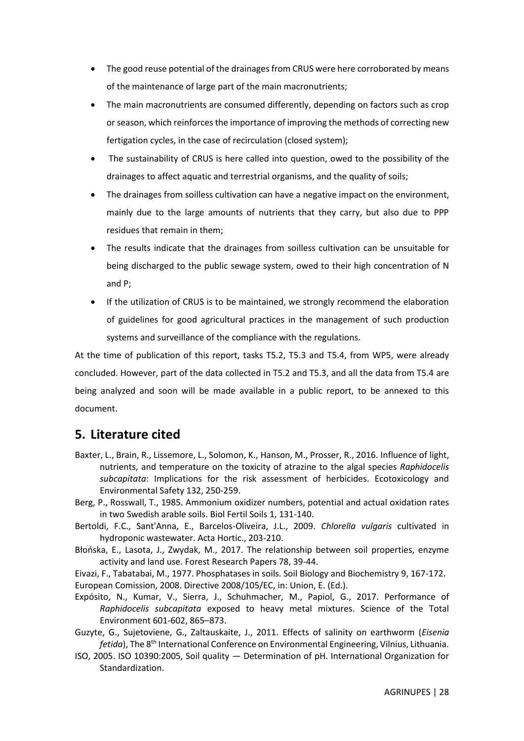- The good reuse potential of the drainages from CRUS were here corroborated by means of the maintenance of large part of the main macronutrients;
- The main macronutrients are consumed differently, depending on factors such as crop or season, which reinforces the importance of improving the methods of correcting new fertigation cycles, in the case of recirculation (closed system);
- The sustainability of CRUS is here called into question, owed to the possibility of the drainages to affect aquatic and terrestrial organisms, and the quality of soils;
- The drainages from soilless cultivation can have a negative impact on the environment, mainly due to the large amounts of nutrients that they carry, but also due to PPP residues that remain in them;
- The results indicate that the drainages from soilless cultivation can be unsuitable for being discharged to the public sewage system, owed to their high concentration of N and P;
- If the utilization of CRUS is to be maintained, we strongly recommend the elaboration of guidelines for good agricultural practices in the management of such production systems and surveillance of the compliance with the regulations.

At the time of publication of this report, tasks T5.2, T5.3 and T5.4, from WP5, were already concluded. However, part of the data collected in T5.2 and T5.3, and all the data from T5.4 are being analyzed and soon will be made available in a public report, to be annexed to this document.

## 5. Literature cited

Baxter, L., Brain, R., Lissemore, L., Solomon, K., Hanson, M., Prosser, R., 2016. Influence of light, nutrients, and temperature on the toxicity of atrazine to the algal species *Raphidocelis subcapitata*: Implications for the risk assessment of herbicides. Ecotoxicology and Environmental Safety 132, 250-259.

Berg, P., Rosswall, T., 1985. Ammonium oxidizer numbers, potential and actual oxidation rates in two Swedish arable soils. Biol Fertil Soils 1, 131-140.

Bertoldi, F.C., Sant'Anna, E., Barcelos-Oliveira, J.L., 2009. *Chlorella vulgaris* cultivated in hydroponic wastewater. Acta Hortic., 203-210.

Błońska, E., Lasota, J., Zwydak, M., 2017. The relationship between soil properties, enzyme activity and land use. Forest Research Papers 78, 39-44.

Eivazi, F., Tabatabai, M., 1977. Phosphatases in soils. Soil Biology and Biochemistry 9, 167-172.

European Comission, 2008. Directive 2008/105/EC, in: Union, E. (Ed.).

Expósito, N., Kumar, V., Sierra, J., Schuhmacher, M., Papiol, G., 2017. Performance of *Raphidocelis subcapitata* exposed to heavy metal mixtures. Science of the Total Environment 601-602, 865–873.

Guzyte, G., Sujetoviene, G., Zaltauskaite, J., 2011. Effects of salinity on earthworm (*Eisenia fetida*), The 8th International Conference on Environmental Engineering, Vilnius, Lithuania.

ISO, 2005. ISO 10390:2005, Soil quality — Determination of pH. International Organization for Standardization.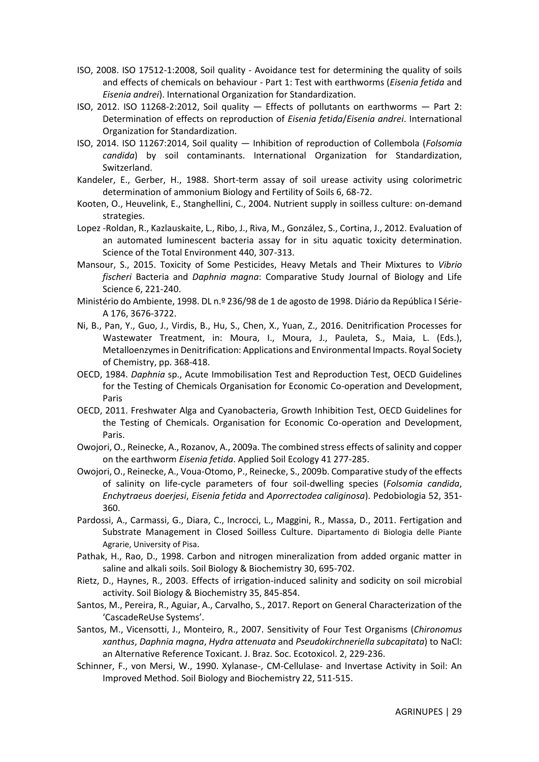ISO, 2008. ISO 17512-1:2008, Soil quality - Avoidance test for determining the quality of soils and effects of chemicals on behaviour - Part 1: Test with earthworms (*Eisenia fetida* and *Eisenia andrei*). International Organization for Standardization.

ISO, 2012. ISO 11268-2:2012, Soil quality — Effects of pollutants on earthworms — Part 2: Determination of effects on reproduction of *Eisenia fetida*/*Eisenia andrei*. International Organization for Standardization.

ISO, 2014. ISO 11267:2014, Soil quality — Inhibition of reproduction of Collembola (*Folsomia candida*) by soil contaminants. International Organization for Standardization, Switzerland.

Kandeler, E., Gerber, H., 1988. Short-term assay of soil urease activity using colorimetric determination of ammonium Biology and Fertility of Soils 6, 68-72.

Kooten, O., Heuvelink, E., Stanghellini, C., 2004. Nutrient supply in soilless culture: on-demand strategies.

Lopez -Roldan, R., Kazlauskaite, L., Ribo, J., Riva, M., González, S., Cortina, J., 2012. Evaluation of an automated luminescent bacteria assay for in situ aquatic toxicity determination. Science of the Total Environment 440, 307-313.

Mansour, S., 2015. Toxicity of Some Pesticides, Heavy Metals and Their Mixtures to *Vibrio fischeri* Bacteria and *Daphnia magna*: Comparative Study Journal of Biology and Life Science 6, 221-240.

Ministério do Ambiente, 1998. DL n.º 236/98 de 1 de agosto de 1998. Diário da República I Série-A 176, 3676-3722.

Ni, B., Pan, Y., Guo, J., Virdis, B., Hu, S., Chen, X., Yuan, Z., 2016. Denitrification Processes for Wastewater Treatment, in: Moura, I., Moura, J., Pauleta, S., Maia, L. (Eds.), Metalloenzymes in Denitrification: Applications and Environmental Impacts. Royal Society of Chemistry, pp. 368-418.

OECD, 1984. *Daphnia* sp., Acute Immobilisation Test and Reproduction Test, OECD Guidelines for the Testing of Chemicals Organisation for Economic Co-operation and Development, Paris

OECD, 2011. Freshwater Alga and Cyanobacteria, Growth Inhibition Test, OECD Guidelines for the Testing of Chemicals. Organisation for Economic Co-operation and Development, Paris.

Owojori, O., Reinecke, A., Rozanov, A., 2009a. The combined stress effects of salinity and copper on the earthworm *Eisenia fetida*. Applied Soil Ecology 41 277-285.

Owojori, O., Reinecke, A., Voua-Otomo, P., Reinecke, S., 2009b. Comparative study of the effects of salinity on life-cycle parameters of four soil-dwelling species (*Folsomia candida*, *Enchytraeus doerjesi*, *Eisenia fetida* and *Aporrectodea caliginosa*). Pedobiologia 52, 351-360.

Pardossi, A., Carmassi, G., Diara, C., Incrocci, L., Maggini, R., Massa, D., 2011. Fertigation and Substrate Management in Closed Soilless Culture. Dipartamento di Biologia delle Piante Agrarie, University of Pisa.

Pathak, H., Rao, D., 1998. Carbon and nitrogen mineralization from added organic matter in saline and alkali soils. Soil Biology & Biochemistry 30, 695-702.

Rietz, D., Haynes, R., 2003. Effects of irrigation-induced salinity and sodicity on soil microbial activity. Soil Biology & Biochemistry 35, 845-854.

Santos, M., Pereira, R., Aguiar, A., Carvalho, S., 2017. Report on General Characterization of the 'CascadeReUse Systems'.

Santos, M., Vicensotti, J., Monteiro, R., 2007. Sensitivity of Four Test Organisms (*Chironomus xanthus*, *Daphnia magna*, *Hydra attenuata* and *Pseudokirchneriella subcapitata*) to NaCl: an Alternative Reference Toxicant. J. Braz. Soc. Ecotoxicol. 2, 229-236.

Schinner, F., von Mersi, W., 1990. Xylanase-, CM-Cellulase- and Invertase Activity in Soil: An Improved Method. Soil Biology and Biochemistry 22, 511-515.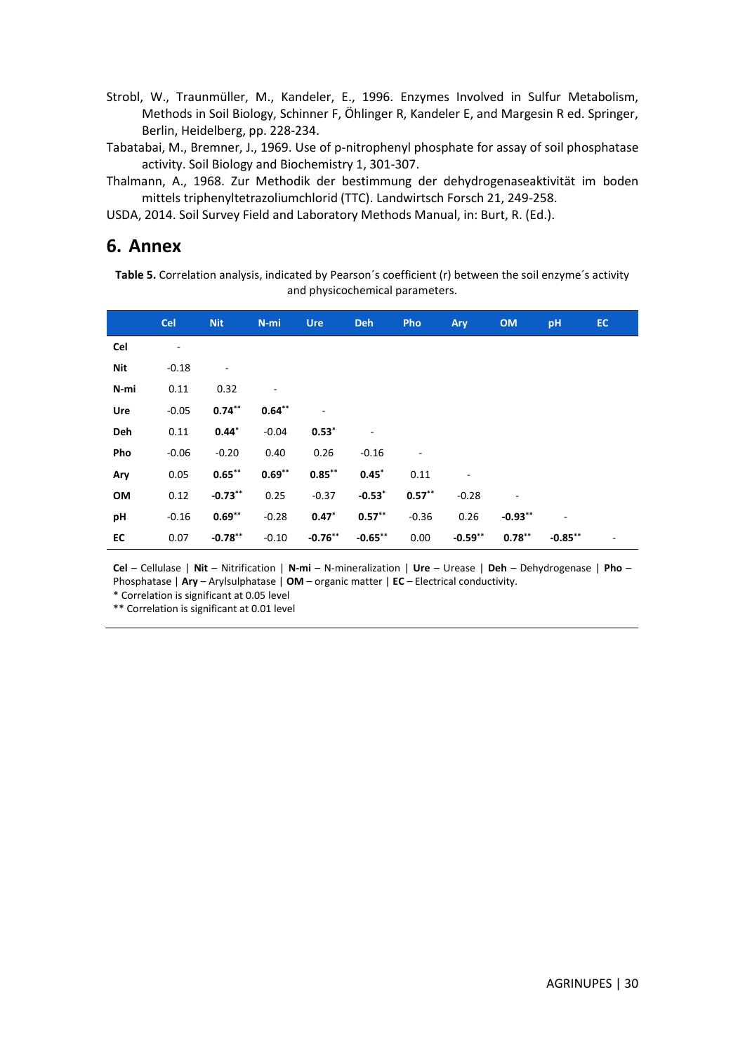Strobl, W., Traunmüller, M., Kandeler, E., 1996. Enzymes Involved in Sulfur Metabolism, Methods in Soil Biology, Schinner F, Öhlinger R, Kandeler E, and Margesin R ed. Springer, Berlin, Heidelberg, pp. 228-234.

Tabatabai, M., Bremner, J., 1969. Use of p-nitrophenyl phosphate for assay of soil phosphatase activity. Soil Biology and Biochemistry 1, 301-307.

Thalmann, A., 1968. Zur Methodik der bestimmung der dehydrogenaseaktivität im boden mittels triphenyltetrazoliumchlorid (TTC). Landwirtsch Forsch 21, 249-258.

USDA, 2014. Soil Survey Field and Laboratory Methods Manual, in: Burt, R. (Ed.).

## 6. Annex

**Table 5.** Correlation analysis, indicated by Pearson´s coefficient (r) between the soil enzyme´s activity and physicochemical parameters.

| | Cel | Nit | N-mi | Ure | Deh | Pho | Ary | OM | pH | EC |
|---|---|---|---|---|---|---|---|---|---|---|
| **Cel** | - | | | | | | | | | |
| **Nit** | -0.18 | - | | | | | | | | |
| **N-mi** | 0.11 | 0.32 | - | | | | | | | |
| **Ure** | -0.05 | **0.74**** | **0.64**** | - | | | | | | |
| **Deh** | 0.11 | **0.44*** | -0.04 | **0.53*** | - | | | | | |
| **Pho** | -0.06 | -0.20 | 0.40 | 0.26 | -0.16 | - | | | | |
| **Ary** | 0.05 | **0.65**** | **0.69**** | **0.85**** | **0.45*** | 0.11 | - | | | |
| **OM** | 0.12 | **-0.73**** | 0.25 | -0.37 | **-0.53*** | **0.57**** | -0.28 | - | | |
| **pH** | -0.16 | **0.69**** | -0.28 | **0.47*** | **0.57**** | -0.36 | 0.26 | **-0.93**** | - | |
| **EC** | 0.07 | **-0.78**** | -0.10 | **-0.76**** | **-0.65**** | 0.00 | **-0.59**** | **0.78**** | **-0.85**** | - |

**Cel** – Cellulase | **Nit** – Nitrification | **N-mi** – N-mineralization | **Ure** – Urease | **Deh** – Dehydrogenase | **Pho** – Phosphatase | **Ary** – Arylsulphatase | **OM** – organic matter | **EC** – Electrical conductivity.
* Correlation is significant at 0.05 level
** Correlation is significant at 0.01 level